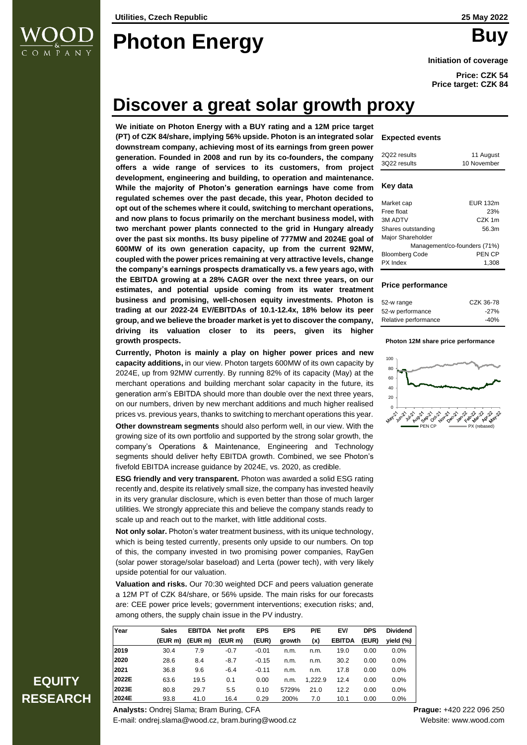Utilities, Czech Republic

25 May 2022

# Photon Energy

**Buy**

**Initiation of coverage**

**Price: CZK 54**
**Price target: CZK 84**

## Discover a great solar growth proxy

**We initiate on Photon Energy with a BUY rating and a 12M price target (PT) of CZK 84/share, implying 56% upside. Photon is an integrated solar downstream company, achieving most of its earnings from green power generation. Founded in 2008 and run by its co-founders, the company offers a wide range of services to its customers, from project development, engineering and building, to operation and maintenance. While the majority of Photon's generation earnings have come from regulated schemes over the past decade, this year, Photon decided to opt out of the schemes where it could, switching to merchant operations, and now plans to focus primarily on the merchant business model, with two merchant power plants connected to the grid in Hungary already over the past six months. Its busy pipeline of 777MW and 2024E goal of 600MW of its own generation capacity, up from the current 92MW, coupled with the power prices remaining at very attractive levels, change the company's earnings prospects dramatically vs. a few years ago, with the EBITDA growing at a 28% CAGR over the next three years, on our estimates, and potential upside coming from its water treatment business and promising, well-chosen equity investments. Photon is trading at our 2022-24 EV/EBITDAs of 10.1-12.4x, 18% below its peer group, and we believe the broader market is yet to discover the company, driving its valuation closer to its peers, given its higher growth prospects.**

**Currently, Photon is mainly a play on higher power prices and new capacity additions,** in our view. Photon targets 600MW of its own capacity by 2024E, up from 92MW currently. By running 82% of its capacity (May) at the merchant operations and building merchant solar capacity in the future, its generation arm's EBITDA should more than double over the next three years, on our numbers, driven by new merchant additions and much higher realised prices vs. previous years, thanks to switching to merchant operations this year.

**Other downstream segments** should also perform well, in our view. With the growing size of its own portfolio and supported by the strong solar growth, the company's Operations & Maintenance, Engineering and Technology segments should deliver hefty EBITDA growth. Combined, we see Photon's fivefold EBITDA increase guidance by 2024E, vs. 2020, as credible.

**ESG friendly and very transparent.** Photon was awarded a solid ESG rating recently and, despite its relatively small size, the company has invested heavily in its very granular disclosure, which is even better than those of much larger utilities. We strongly appreciate this and believe the company stands ready to scale up and reach out to the market, with little additional costs.

**Not only solar.** Photon's water treatment business, with its unique technology, which is being tested currently, presents only upside to our numbers. On top of this, the company invested in two promising power companies, RayGen (solar power storage/solar baseload) and Lerta (power tech), with very likely upside potential for our valuation.

**Valuation and risks.** Our 70:30 weighted DCF and peers valuation generate a 12M PT of CZK 84/share, or 56% upside. The main risks for our forecasts are: CEE power price levels; government interventions; execution risks; and, among others, the supply chain issue in the PV industry.

| Year | Sales (EUR m) | EBITDA (EUR m) | Net profit (EUR m) | EPS (EUR) | EPS growth | P/E (x) | EV/ EBITDA | DPS (EUR) | Dividend yield (%) |
|---|---|---|---|---|---|---|---|---|---|
| 2019 | 30.4 | 7.9 | -0.7 | -0.01 | n.m. | n.m. | 19.0 | 0.00 | 0.0% |
| 2020 | 28.6 | 8.4 | -8.7 | -0.15 | n.m. | n.m. | 30.2 | 0.00 | 0.0% |
| 2021 | 36.8 | 9.6 | -6.4 | -0.11 | n.m. | n.m. | 17.8 | 0.00 | 0.0% |
| 2022E | 63.6 | 19.5 | 0.1 | 0.00 | n.m. | 1,222.9 | 12.4 | 0.00 | 0.0% |
| 2023E | 80.8 | 29.7 | 5.5 | 0.10 | 5729% | 21.0 | 12.2 | 0.00 | 0.0% |
| 2024E | 93.8 | 41.0 | 16.4 | 0.29 | 200% | 7.0 | 10.1 | 0.00 | 0.0% |

### Expected events

| | |
|---|---|
| 2Q22 results | 11 August |
| 3Q22 results | 10 November |

### Key data

| | |
|---|---|
| Market cap | EUR 132m |
| Free float | 23% |
| 3M ADTV | CZK 1m |
| Shares outstanding | 56.3m |
| Major Shareholder | Management/co-founders (71%) |
| Bloomberg Code | PEN CP |
| PX Index | 1,308 |

### Price performance

| | |
|---|---|
| 52-w range | CZK 36-78 |
| 52-w performance | -27% |
| Relative performance | -40% |

**Photon 12M share price performance**

100
80
60
40
20
0
May-21 Jun-21 Jul-21 Aug-21 Sep-21 Oct-21 Nov-21 Dec-21 Jan-22 Feb-22 Mar-22 Apr-22 May-22
PEN CP
PX (rebased)

**EQUITY RESEARCH**

**Analysts:** Ondrej Slama; Bram Buring, CFA
E-mail: ondrej.slama@wood.cz, bram.buring@wood.cz

**Prague:** +420 222 096 250
Website: www.wood.com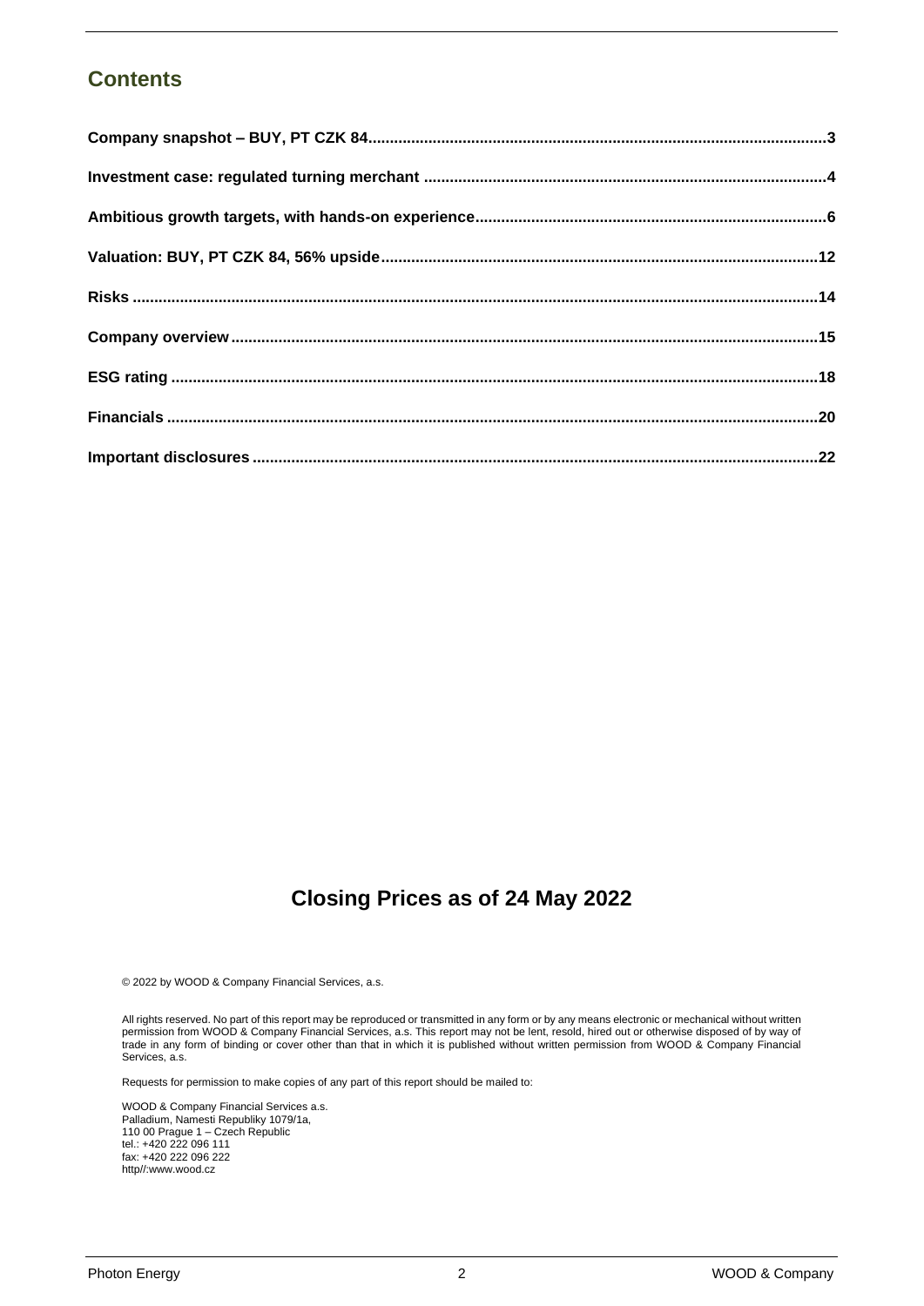## Contents

**Company snapshot – BUY, PT CZK 84......................................................................................................3**

**Investment case: regulated turning merchant ...........................................................................................4**

**Ambitious growth targets, with hands-on experience...............................................................................6**

**Valuation: BUY, PT CZK 84, 56% upside...................................................................................................12**

**Risks ...........................................................................................................................................................14**

**Company overview .....................................................................................................................................15**

**ESG rating ...................................................................................................................................................18**

**Financials ....................................................................................................................................................20**

**Important disclosures .................................................................................................................................22**

## Closing Prices as of 24 May 2022

© 2022 by WOOD & Company Financial Services, a.s.

All rights reserved. No part of this report may be reproduced or transmitted in any form or by any means electronic or mechanical without written permission from WOOD & Company Financial Services, a.s. This report may not be lent, resold, hired out or otherwise disposed of by way of trade in any form of binding or cover other than that in which it is published without written permission from WOOD & Company Financial Services, a.s.

Requests for permission to make copies of any part of this report should be mailed to:

WOOD & Company Financial Services a.s.
Palladium, Namesti Republiky 1079/1a,
110 00 Prague 1 – Czech Republic
tel.: +420 222 096 111
fax: +420 222 096 222
http//:www.wood.cz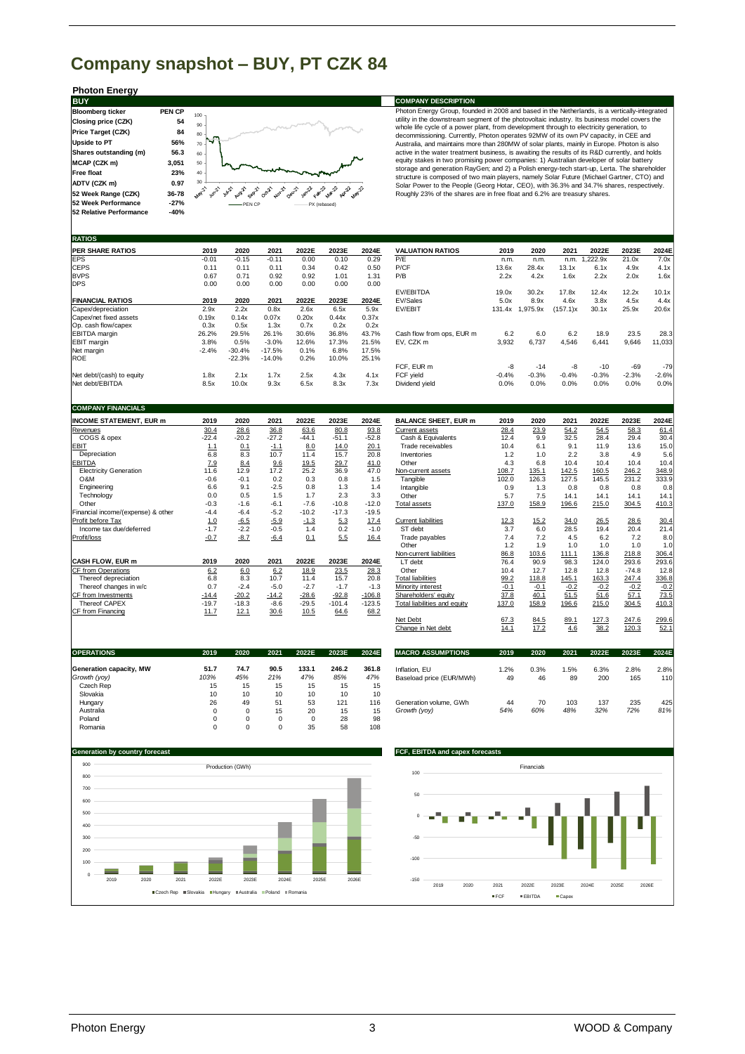# Company snapshot – BUY, PT CZK 84

## Photon Energy

**BUY**

| | |
|---|---|
| Bloomberg ticker | PEN CP |
| Closing price (CZK) | 54 |
| Price Target (CZK) | 84 |
| Upside to PT | 56% |
| Shares outstanding (m) | 56.3 |
| MCAP (CZK m) | 3,051 |
| Free float | 23% |
| ADTV (CZK m) | 0.97 |
| 52 Week Range (CZK) | 36-78 |
| 52 Week Performance | -27% |
| 52 Relative Performance | -40% |

100
90
80
70
60
50
40
30
May-21 Jun-21 Jul-21 Aug-21 Sep-21 Oct-21 Nov-21 Dec-21 Jan-22 Feb-22 Mar-22 Apr-22 May-22
PEN CP
PX (rebased)

**COMPANY DESCRIPTION**

Photon Energy Group, founded in 2008 and based in the Netherlands, is a vertically-integrated utility in the downstream segment of the photovoltaic industry. Its business model covers the whole life cycle of a power plant, from development through to electricity generation, to decommissioning. Currently, Photon operates 92MW of its own PV capacity, in CEE and Australia, and maintains more than 280MW of solar plants, mainly in Europe. Photon is also active in the water treatment business, is awaiting the results of its R&D currently, and holds equity stakes in two promising power companies: 1) Australian developer of solar battery storage and generation RayGen; and 2) a Polish energy-tech start-up, Lerta. The shareholder structure is composed of two main players, namely Solar Future (Michael Gartner, CTO) and Solar Power to the People (Georg Hotar, CEO), with 36.3% and 34.7% shares, respectively. Roughly 23% of the shares are in free float and 6.2% are treasury shares.

## RATIOS

| PER SHARE RATIOS | 2019 | 2020 | 2021 | 2022E | 2023E | 2024E |
|---|---|---|---|---|---|---|
| EPS | -0.01 | -0.15 | -0.11 | 0.00 | 0.10 | 0.29 |
| CEPS | 0.11 | 0.11 | 0.11 | 0.34 | 0.42 | 0.50 |
| BVPS | 0.67 | 0.71 | 0.92 | 0.92 | 1.01 | 1.31 |
| DPS | 0.00 | 0.00 | 0.00 | 0.00 | 0.00 | 0.00 |
| **FINANCIAL RATIOS** | **2019** | **2020** | **2021** | **2022E** | **2023E** | **2024E** |
| Capex/depreciation | 2.9x | 2.2x | 0.8x | 2.6x | 6.5x | 5.9x |
| Capex/net fixed assets | 0.19x | 0.14x | 0.07x | 0.20x | 0.44x | 0.37x |
| Op. cash flow/capex | 0.3x | 0.5x | 1.3x | 0.7x | 0.2x | 0.2x |
| EBITDA margin | 26.2% | 29.5% | 26.1% | 30.6% | 36.8% | 43.7% |
| EBIT margin | 3.8% | 0.5% | -3.0% | 12.6% | 17.3% | 21.5% |
| Net margin | -2.4% | -30.4% | -17.5% | 0.1% | 6.8% | 17.5% |
| ROE | | -22.3% | -14.0% | 0.2% | 10.0% | 25.1% |
| Net debt/(cash) to equity | 1.8x | 2.1x | 1.7x | 2.5x | 4.3x | 4.1x |
| Net debt/EBITDA | 8.5x | 10.0x | 9.3x | 6.5x | 8.3x | 7.3x |

| VALUATION RATIOS | 2019 | 2020 | 2021 | 2022E | 2023E | 2024E |
|---|---|---|---|---|---|---|
| P/E | n.m. | n.m. | n.m. | 1,222.9x | 21.0x | 7.0x |
| P/CF | 13.6x | 28.4x | 13.1x | 6.1x | 4.9x | 4.1x |
| P/B | 2.2x | 4.2x | 1.6x | 2.2x | 2.0x | 1.6x |
| EV/EBITDA | 19.0x | 30.2x | 17.8x | 12.4x | 12.2x | 10.1x |
| EV/Sales | 5.0x | 8.9x | 4.6x | 3.8x | 4.5x | 4.4x |
| EV/EBIT | 131.4x | 1,975.9x | (157.1)x | 30.1x | 25.9x | 20.6x |
| Cash flow from ops, EUR m | 6.2 | 6.0 | 6.2 | 18.9 | 23.5 | 28.3 |
| EV, CZK m | 3,932 | 6,737 | 4,546 | 6,441 | 9,646 | 11,033 |
| FCF, EUR m | -8 | -14 | -8 | -10 | -69 | -79 |
| FCF yield | -0.4% | -0.3% | -0.4% | -0.3% | -2.3% | -2.6% |
| Dividend yield | 0.0% | 0.0% | 0.0% | 0.0% | 0.0% | 0.0% |

## COMPANY FINANCIALS

| INCOME STATEMENT, EUR m | 2019 | 2020 | 2021 | 2022E | 2023E | 2024E |
|---|---|---|---|---|---|---|
| Revenues | 30.4 | 28.6 | 36.8 | 63.6 | 80.8 | 93.8 |
| COGS & opex | -22.4 | -20.2 | -27.2 | -44.1 | -51.1 | -52.8 |
| EBIT | 1.1 | 0.1 | -1.1 | 8.0 | 14.0 | 20.1 |
| Depreciation | 6.8 | 8.3 | 10.7 | 11.4 | 15.7 | 20.8 |
| EBITDA | 7.9 | 8.4 | 9.6 | 19.5 | 29.7 | 41.0 |
| Electricity Generation | 11.6 | 12.9 | 17.2 | 25.2 | 36.9 | 47.0 |
| O&M | -0.6 | -0.1 | 0.2 | 0.3 | 0.8 | 1.5 |
| Engineering | 6.6 | 9.1 | -2.5 | 0.8 | 1.3 | 1.4 |
| Technology | 0.0 | 0.5 | 1.5 | 1.7 | 2.3 | 3.3 |
| Other | -0.3 | -1.6 | -6.1 | -7.6 | -10.8 | -12.0 |
| Financial income/(expense) & other | -4.4 | -6.4 | -5.2 | -10.2 | -17.3 | -19.5 |
| Profit before Tax | 1.0 | -6.5 | -5.9 | -1.3 | 5.3 | 17.4 |
| Income tax due/deferred | -1.7 | -2.2 | -0.5 | 1.4 | 0.2 | -1.0 |
| Profit/loss | -0.7 | -8.7 | -6.4 | 0.1 | 5.5 | 16.4 |

| CASH FLOW, EUR m | 2019 | 2020 | 2021 | 2022E | 2023E | 2024E |
|---|---|---|---|---|---|---|
| CF from Operations | 6.2 | 6.0 | 6.2 | 18.9 | 23.5 | 28.3 |
| Thereof depreciation | 6.8 | 8.3 | 10.7 | 11.4 | 15.7 | 20.8 |
| Thereof changes in w/c | 0.7 | -2.4 | -5.0 | -2.7 | -1.7 | -1.3 |
| CF from Investments | -14.4 | -20.2 | -14.2 | -28.6 | -92.8 | -106.8 |
| Thereof CAPEX | -19.7 | -18.3 | -8.6 | -29.5 | -101.4 | -123.5 |
| CF from Financing | 11.7 | 12.1 | 30.6 | 10.5 | 64.6 | 68.2 |

| BALANCE SHEET, EUR m | 2019 | 2020 | 2021 | 2022E | 2023E | 2024E |
|---|---|---|---|---|---|---|
| Current assets | 28.4 | 23.9 | 54.2 | 54.5 | 58.3 | 61.4 |
| Cash & Equivalents | 12.4 | 9.9 | 32.5 | 28.4 | 29.4 | 30.4 |
| Trade receivables | 10.4 | 6.1 | 9.1 | 11.9 | 13.6 | 15.0 |
| Inventories | 1.2 | 1.0 | 2.2 | 3.8 | 4.9 | 5.6 |
| Other | 4.3 | 6.8 | 10.4 | 10.4 | 10.4 | 10.4 |
| Non-current assets | 108.7 | 135.1 | 142.5 | 160.5 | 246.2 | 348.9 |
| Tangible | 102.0 | 126.3 | 127.5 | 145.5 | 231.2 | 333.9 |
| Intangible | 0.9 | 1.3 | 0.8 | 0.8 | 0.8 | 0.8 |
| Other | 5.7 | 7.5 | 14.1 | 14.1 | 14.1 | 14.1 |
| Total assets | 137.0 | 158.9 | 196.6 | 215.0 | 304.5 | 410.3 |
| Current liabilities | 12.3 | 15.2 | 34.0 | 26.5 | 28.6 | 30.4 |
| ST debt | 3.7 | 6.0 | 28.5 | 19.4 | 20.4 | 21.4 |
| Trade payables | 7.4 | 7.2 | 4.5 | 6.2 | 7.2 | 8.0 |
| Other | 1.2 | 1.9 | 1.0 | 1.0 | 1.0 | 1.0 |
| Non-current liabilities | 86.8 | 103.6 | 111.1 | 136.8 | 218.8 | 306.4 |
| LT debt | 76.4 | 90.9 | 98.3 | 124.0 | 293.6 | 293.6 |
| Other | 10.4 | 12.7 | 12.8 | 12.8 | -74.8 | 12.8 |
| Total liabilities | 99.2 | 118.8 | 145.1 | 163.3 | 247.4 | 336.8 |
| Minority interest | -0.1 | -0.1 | -0.2 | -0.2 | -0.2 | -0.2 |
| Shareholders' equity | 37.8 | 40.1 | 51.5 | 51.6 | 57.1 | 73.5 |
| Total liabilities and equity | 137.0 | 158.9 | 196.6 | 215.0 | 304.5 | 410.3 |
| Net Debt | 67.3 | 84.5 | 89.1 | 127.3 | 247.6 | 299.6 |
| Change in Net debt | 14.1 | 17.2 | 4.6 | 38.2 | 120.3 | 52.1 |

| OPERATIONS | 2019 | 2020 | 2021 | 2022E | 2023E | 2024E |
|---|---|---|---|---|---|---|
| **Generation capacity, MW** | **51.7** | **74.7** | **90.5** | **133.1** | **246.2** | **361.8** |
| *Growth (yoy)* | *103%* | *45%* | *21%* | *47%* | *85%* | *47%* |
| Czech Rep | 15 | 15 | 15 | 15 | 15 | 15 |
| Slovakia | 10 | 10 | 10 | 10 | 10 | 10 |
| Hungary | 26 | 49 | 51 | 53 | 121 | 116 |
| Australia | 0 | 0 | 15 | 20 | 15 | 15 |
| Poland | 0 | 0 | 0 | 0 | 28 | 98 |
| Romania | 0 | 0 | 0 | 35 | 58 | 108 |

| MACRO ASSUMPTIONS | 2019 | 2020 | 2021 | 2022E | 2023E | 2024E |
|---|---|---|---|---|---|---|
| Inflation, EU | 1.2% | 0.3% | 1.5% | 6.3% | 2.8% | 2.8% |
| Baseload price (EUR/MWh) | 49 | 46 | 89 | 200 | 165 | 110 |
| Generation volume, GWh | 44 | 70 | 103 | 137 | 235 | 425 |
| *Growth (yoy)* | *54%* | *60%* | *48%* | *32%* | *72%* | *81%* |

**Generation by country forecast**

Production (GWh)
900
800
700
600
500
400
300
200
100
0
2019 2020 2021 2022E 2023E 2024E 2025E 2026E
Czech Rep, Slovakia, Hungary, Australia, Poland, Romania

**FCF, EBITDA and capex forecasts**

Financials
100
50
0
-50
-100
-150
2019 2020 2021 2022E 2023E 2024E 2025E 2026E
FCF, EBITDA, Capex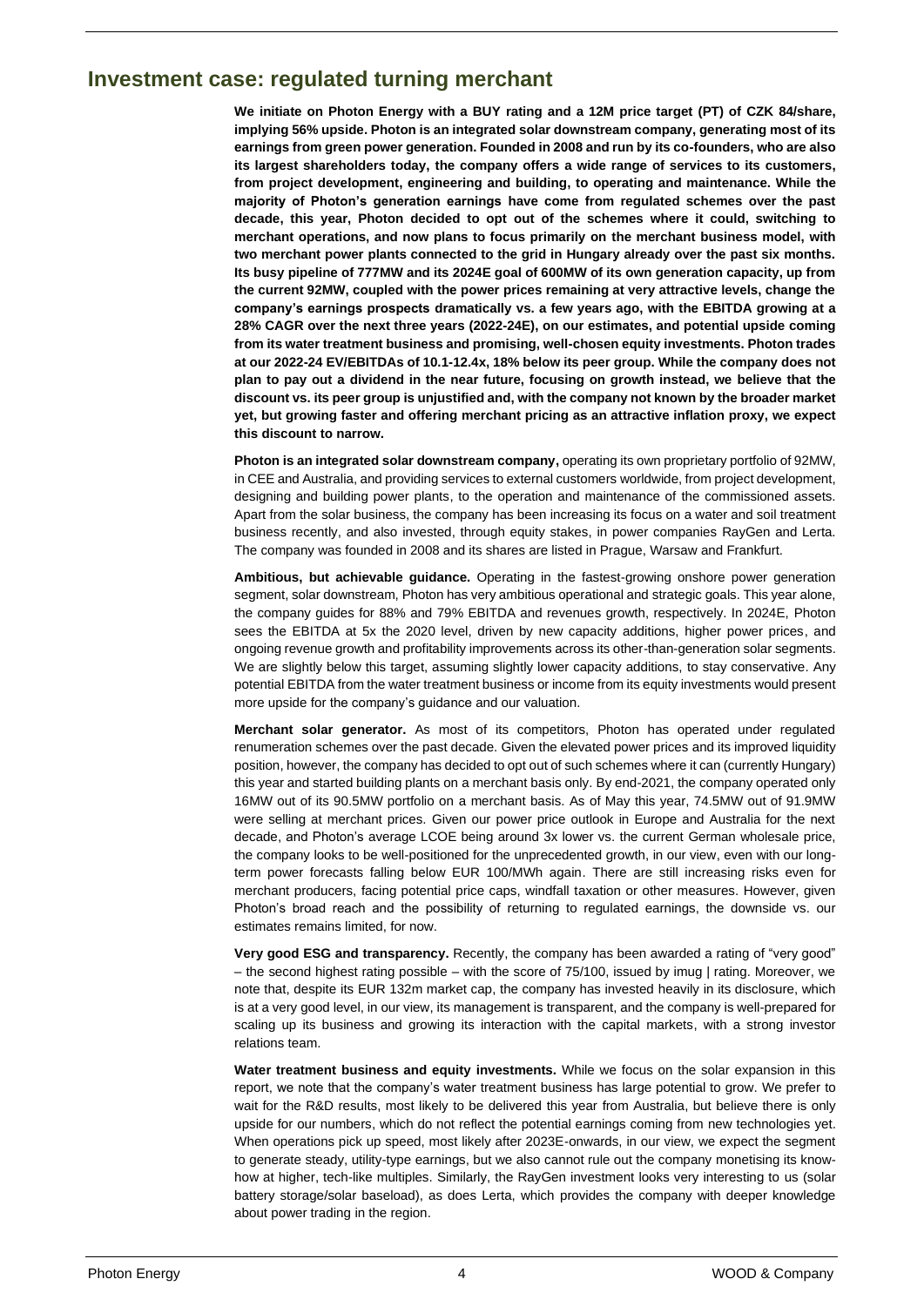## Investment case: regulated turning merchant

**We initiate on Photon Energy with a BUY rating and a 12M price target (PT) of CZK 84/share, implying 56% upside. Photon is an integrated solar downstream company, generating most of its earnings from green power generation. Founded in 2008 and run by its co-founders, who are also its largest shareholders today, the company offers a wide range of services to its customers, from project development, engineering and building, to operating and maintenance. While the majority of Photon's generation earnings have come from regulated schemes over the past decade, this year, Photon decided to opt out of the schemes where it could, switching to merchant operations, and now plans to focus primarily on the merchant business model, with two merchant power plants connected to the grid in Hungary already over the past six months. Its busy pipeline of 777MW and its 2024E goal of 600MW of its own generation capacity, up from the current 92MW, coupled with the power prices remaining at very attractive levels, change the company's earnings prospects dramatically vs. a few years ago, with the EBITDA growing at a 28% CAGR over the next three years (2022-24E), on our estimates, and potential upside coming from its water treatment business and promising, well-chosen equity investments. Photon trades at our 2022-24 EV/EBITDAs of 10.1-12.4x, 18% below its peer group. While the company does not plan to pay out a dividend in the near future, focusing on growth instead, we believe that the discount vs. its peer group is unjustified and, with the company not known by the broader market yet, but growing faster and offering merchant pricing as an attractive inflation proxy, we expect this discount to narrow.**

**Photon is an integrated solar downstream company,** operating its own proprietary portfolio of 92MW, in CEE and Australia, and providing services to external customers worldwide, from project development, designing and building power plants, to the operation and maintenance of the commissioned assets. Apart from the solar business, the company has been increasing its focus on a water and soil treatment business recently, and also invested, through equity stakes, in power companies RayGen and Lerta. The company was founded in 2008 and its shares are listed in Prague, Warsaw and Frankfurt.

**Ambitious, but achievable guidance.** Operating in the fastest-growing onshore power generation segment, solar downstream, Photon has very ambitious operational and strategic goals. This year alone, the company guides for 88% and 79% EBITDA and revenues growth, respectively. In 2024E, Photon sees the EBITDA at 5x the 2020 level, driven by new capacity additions, higher power prices, and ongoing revenue growth and profitability improvements across its other-than-generation solar segments. We are slightly below this target, assuming slightly lower capacity additions, to stay conservative. Any potential EBITDA from the water treatment business or income from its equity investments would present more upside for the company's guidance and our valuation.

**Merchant solar generator.** As most of its competitors, Photon has operated under regulated renumeration schemes over the past decade. Given the elevated power prices and its improved liquidity position, however, the company has decided to opt out of such schemes where it can (currently Hungary) this year and started building plants on a merchant basis only. By end-2021, the company operated only 16MW out of its 90.5MW portfolio on a merchant basis. As of May this year, 74.5MW out of 91.9MW were selling at merchant prices. Given our power price outlook in Europe and Australia for the next decade, and Photon's average LCOE being around 3x lower vs. the current German wholesale price, the company looks to be well-positioned for the unprecedented growth, in our view, even with our long-term power forecasts falling below EUR 100/MWh again. There are still increasing risks even for merchant producers, facing potential price caps, windfall taxation or other measures. However, given Photon's broad reach and the possibility of returning to regulated earnings, the downside vs. our estimates remains limited, for now.

**Very good ESG and transparency.** Recently, the company has been awarded a rating of "very good" – the second highest rating possible – with the score of 75/100, issued by imug | rating. Moreover, we note that, despite its EUR 132m market cap, the company has invested heavily in its disclosure, which is at a very good level, in our view, its management is transparent, and the company is well-prepared for scaling up its business and growing its interaction with the capital markets, with a strong investor relations team.

**Water treatment business and equity investments.** While we focus on the solar expansion in this report, we note that the company's water treatment business has large potential to grow. We prefer to wait for the R&D results, most likely to be delivered this year from Australia, but believe there is only upside for our numbers, which do not reflect the potential earnings coming from new technologies yet. When operations pick up speed, most likely after 2023E-onwards, in our view, we expect the segment to generate steady, utility-type earnings, but we also cannot rule out the company monetising its know-how at higher, tech-like multiples. Similarly, the RayGen investment looks very interesting to us (solar battery storage/solar baseload), as does Lerta, which provides the company with deeper knowledge about power trading in the region.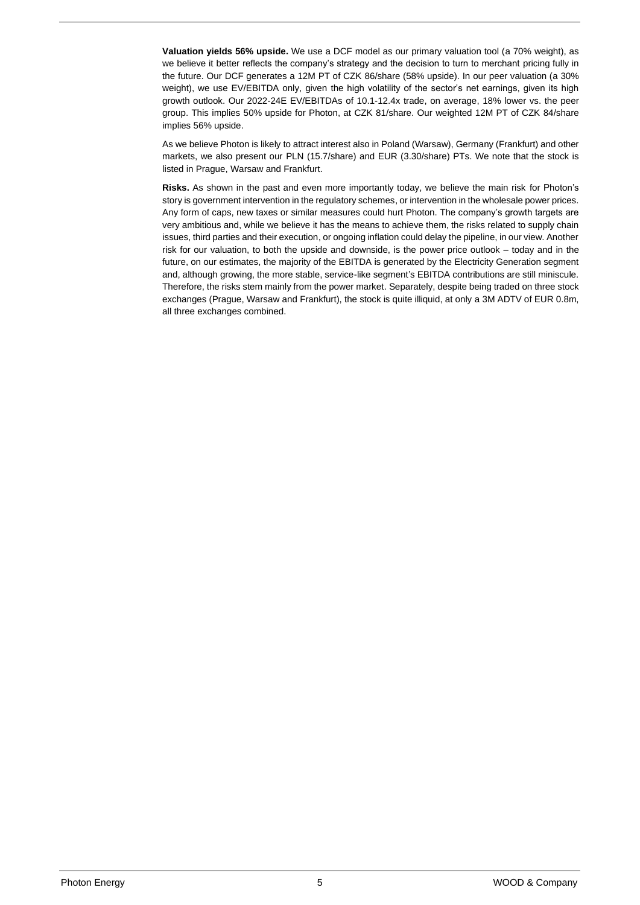**Valuation yields 56% upside.** We use a DCF model as our primary valuation tool (a 70% weight), as we believe it better reflects the company's strategy and the decision to turn to merchant pricing fully in the future. Our DCF generates a 12M PT of CZK 86/share (58% upside). In our peer valuation (a 30% weight), we use EV/EBITDA only, given the high volatility of the sector's net earnings, given its high growth outlook. Our 2022-24E EV/EBITDAs of 10.1-12.4x trade, on average, 18% lower vs. the peer group. This implies 50% upside for Photon, at CZK 81/share. Our weighted 12M PT of CZK 84/share implies 56% upside.

As we believe Photon is likely to attract interest also in Poland (Warsaw), Germany (Frankfurt) and other markets, we also present our PLN (15.7/share) and EUR (3.30/share) PTs. We note that the stock is listed in Prague, Warsaw and Frankfurt.

**Risks.** As shown in the past and even more importantly today, we believe the main risk for Photon's story is government intervention in the regulatory schemes, or intervention in the wholesale power prices. Any form of caps, new taxes or similar measures could hurt Photon. The company's growth targets are very ambitious and, while we believe it has the means to achieve them, the risks related to supply chain issues, third parties and their execution, or ongoing inflation could delay the pipeline, in our view. Another risk for our valuation, to both the upside and downside, is the power price outlook – today and in the future, on our estimates, the majority of the EBITDA is generated by the Electricity Generation segment and, although growing, the more stable, service-like segment's EBITDA contributions are still miniscule. Therefore, the risks stem mainly from the power market. Separately, despite being traded on three stock exchanges (Prague, Warsaw and Frankfurt), the stock is quite illiquid, at only a 3M ADTV of EUR 0.8m, all three exchanges combined.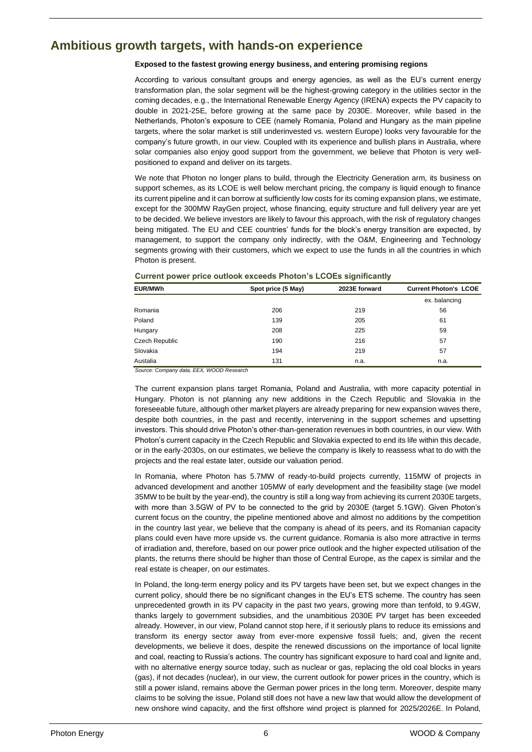# Ambitious growth targets, with hands-on experience

**Exposed to the fastest growing energy business, and entering promising regions**

According to various consultant groups and energy agencies, as well as the EU's current energy transformation plan, the solar segment will be the highest-growing category in the utilities sector in the coming decades, e.g., the International Renewable Energy Agency (IRENA) expects the PV capacity to double in 2021-25E, before growing at the same pace by 2030E. Moreover, while based in the Netherlands, Photon's exposure to CEE (namely Romania, Poland and Hungary as the main pipeline targets, where the solar market is still underinvested vs. western Europe) looks very favourable for the company's future growth, in our view. Coupled with its experience and bullish plans in Australia, where solar companies also enjoy good support from the government, we believe that Photon is very well-positioned to expand and deliver on its targets.

We note that Photon no longer plans to build, through the Electricity Generation arm, its business on support schemes, as its LCOE is well below merchant pricing, the company is liquid enough to finance its current pipeline and it can borrow at sufficiently low costs for its coming expansion plans, we estimate, except for the 300MW RayGen project, whose financing, equity structure and full delivery year are yet to be decided. We believe investors are likely to favour this approach, with the risk of regulatory changes being mitigated. The EU and CEE countries' funds for the block's energy transition are expected, by management, to support the company only indirectly, with the O&M, Engineering and Technology segments growing with their customers, which we expect to use the funds in all the countries in which Photon is present.

**Current power price outlook exceeds Photon's LCOEs significantly**

| EUR/MWh | Spot price (5 May) | 2023E forward | Current Photon's LCOE |
|---|---|---|---|
| | | | ex. balancing |
| Romania | 206 | 219 | 56 |
| Poland | 139 | 205 | 61 |
| Hungary | 208 | 225 | 59 |
| Czech Republic | 190 | 216 | 57 |
| Slovakia | 194 | 219 | 57 |
| Austalia | 131 | n.a. | n.a. |

*Source: Company data, EEX, WOOD Research*

The current expansion plans target Romania, Poland and Australia, with more capacity potential in Hungary. Photon is not planning any new additions in the Czech Republic and Slovakia in the foreseeable future, although other market players are already preparing for new expansion waves there, despite both countries, in the past and recently, intervening in the support schemes and upsetting investors. This should drive Photon's other-than-generation revenues in both countries, in our view. With Photon's current capacity in the Czech Republic and Slovakia expected to end its life within this decade, or in the early-2030s, on our estimates, we believe the company is likely to reassess what to do with the projects and the real estate later, outside our valuation period.

In Romania, where Photon has 5.7MW of ready-to-build projects currently, 115MW of projects in advanced development and another 105MW of early development and the feasibility stage (we model 35MW to be built by the year-end), the country is still a long way from achieving its current 2030E targets, with more than 3.5GW of PV to be connected to the grid by 2030E (target 5.1GW). Given Photon's current focus on the country, the pipeline mentioned above and almost no additions by the competition in the country last year, we believe that the company is ahead of its peers, and its Romanian capacity plans could even have more upside vs. the current guidance. Romania is also more attractive in terms of irradiation and, therefore, based on our power price outlook and the higher expected utilisation of the plants, the returns there should be higher than those of Central Europe, as the capex is similar and the real estate is cheaper, on our estimates.

In Poland, the long-term energy policy and its PV targets have been set, but we expect changes in the current policy, should there be no significant changes in the EU's ETS scheme. The country has seen unprecedented growth in its PV capacity in the past two years, growing more than tenfold, to 9.4GW, thanks largely to government subsidies, and the unambitious 2030E PV target has been exceeded already. However, in our view, Poland cannot stop here, if it seriously plans to reduce its emissions and transform its energy sector away from ever-more expensive fossil fuels; and, given the recent developments, we believe it does, despite the renewed discussions on the importance of local lignite and coal, reacting to Russia's actions. The country has significant exposure to hard coal and lignite and, with no alternative energy source today, such as nuclear or gas, replacing the old coal blocks in years (gas), if not decades (nuclear), in our view, the current outlook for power prices in the country, which is still a power island, remains above the German power prices in the long term. Moreover, despite many claims to be solving the issue, Poland still does not have a new law that would allow the development of new onshore wind capacity, and the first offshore wind project is planned for 2025/2026E. In Poland,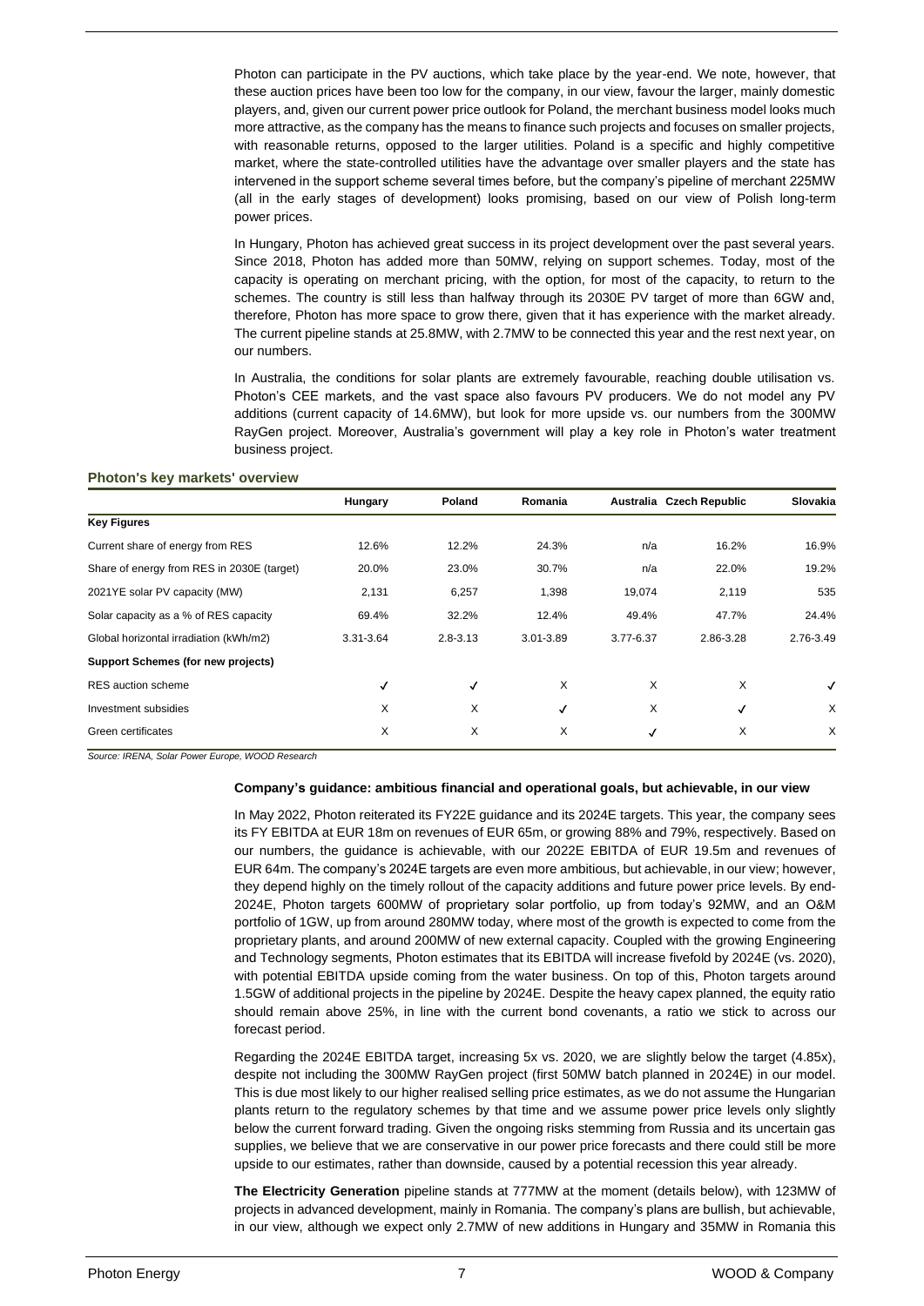Photon can participate in the PV auctions, which take place by the year-end. We note, however, that these auction prices have been too low for the company, in our view, favour the larger, mainly domestic players, and, given our current power price outlook for Poland, the merchant business model looks much more attractive, as the company has the means to finance such projects and focuses on smaller projects, with reasonable returns, opposed to the larger utilities. Poland is a specific and highly competitive market, where the state-controlled utilities have the advantage over smaller players and the state has intervened in the support scheme several times before, but the company's pipeline of merchant 225MW (all in the early stages of development) looks promising, based on our view of Polish long-term power prices.

In Hungary, Photon has achieved great success in its project development over the past several years. Since 2018, Photon has added more than 50MW, relying on support schemes. Today, most of the capacity is operating on merchant pricing, with the option, for most of the capacity, to return to the schemes. The country is still less than halfway through its 2030E PV target of more than 6GW and, therefore, Photon has more space to grow there, given that it has experience with the market already. The current pipeline stands at 25.8MW, with 2.7MW to be connected this year and the rest next year, on our numbers.

In Australia, the conditions for solar plants are extremely favourable, reaching double utilisation vs. Photon's CEE markets, and the vast space also favours PV producers. We do not model any PV additions (current capacity of 14.6MW), but look for more upside vs. our numbers from the 300MW RayGen project. Moreover, Australia's government will play a key role in Photon's water treatment business project.

**Photon's key markets' overview**

| | Hungary | Poland | Romania | Australia | Czech Republic | Slovakia |
|---|---|---|---|---|---|---|
| **Key Figures** | | | | | | |
| Current share of energy from RES | 12.6% | 12.2% | 24.3% | n/a | 16.2% | 16.9% |
| Share of energy from RES in 2030E (target) | 20.0% | 23.0% | 30.7% | n/a | 22.0% | 19.2% |
| 2021YE solar PV capacity (MW) | 2,131 | 6,257 | 1,398 | 19,074 | 2,119 | 535 |
| Solar capacity as a % of RES capacity | 69.4% | 32.2% | 12.4% | 49.4% | 47.7% | 24.4% |
| Global horizontal irradiation (kWh/m2) | 3.31-3.64 | 2.8-3.13 | 3.01-3.89 | 3.77-6.37 | 2.86-3.28 | 2.76-3.49 |
| **Support Schemes (for new projects)** | | | | | | |
| RES auction scheme | ✓ | ✓ | X | X | X | ✓ |
| Investment subsidies | X | X | ✓ | X | ✓ | X |
| Green certificates | X | X | X | ✓ | X | X |

*Source: IRENA, Solar Power Europe, WOOD Research*

**Company's guidance: ambitious financial and operational goals, but achievable, in our view**

In May 2022, Photon reiterated its FY22E guidance and its 2024E targets. This year, the company sees its FY EBITDA at EUR 18m on revenues of EUR 65m, or growing 88% and 79%, respectively. Based on our numbers, the guidance is achievable, with our 2022E EBITDA of EUR 19.5m and revenues of EUR 64m. The company's 2024E targets are even more ambitious, but achievable, in our view; however, they depend highly on the timely rollout of the capacity additions and future power price levels. By end-2024E, Photon targets 600MW of proprietary solar portfolio, up from today's 92MW, and an O&M portfolio of 1GW, up from around 280MW today, where most of the growth is expected to come from the proprietary plants, and around 200MW of new external capacity. Coupled with the growing Engineering and Technology segments, Photon estimates that its EBITDA will increase fivefold by 2024E (vs. 2020), with potential EBITDA upside coming from the water business. On top of this, Photon targets around 1.5GW of additional projects in the pipeline by 2024E. Despite the heavy capex planned, the equity ratio should remain above 25%, in line with the current bond covenants, a ratio we stick to across our forecast period.

Regarding the 2024E EBITDA target, increasing 5x vs. 2020, we are slightly below the target (4.85x), despite not including the 300MW RayGen project (first 50MW batch planned in 2024E) in our model. This is due most likely to our higher realised selling price estimates, as we do not assume the Hungarian plants return to the regulatory schemes by that time and we assume power price levels only slightly below the current forward trading. Given the ongoing risks stemming from Russia and its uncertain gas supplies, we believe that we are conservative in our power price forecasts and there could still be more upside to our estimates, rather than downside, caused by a potential recession this year already.

**The Electricity Generation** pipeline stands at 777MW at the moment (details below), with 123MW of projects in advanced development, mainly in Romania. The company's plans are bullish, but achievable, in our view, although we expect only 2.7MW of new additions in Hungary and 35MW in Romania this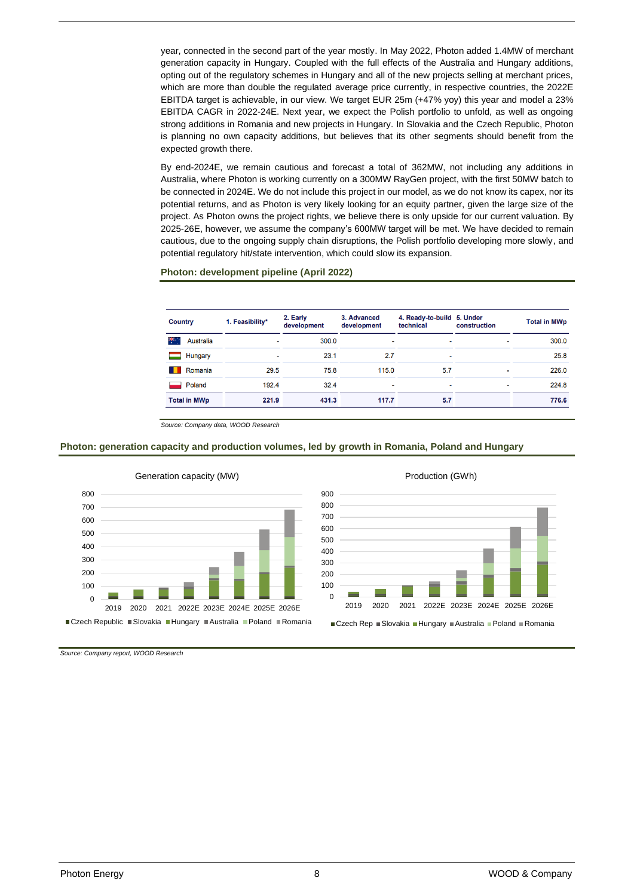year, connected in the second part of the year mostly. In May 2022, Photon added 1.4MW of merchant generation capacity in Hungary. Coupled with the full effects of the Australia and Hungary additions, opting out of the regulatory schemes in Hungary and all of the new projects selling at merchant prices, which are more than double the regulated average price currently, in respective countries, the 2022E EBITDA target is achievable, in our view. We target EUR 25m (+47% yoy) this year and model a 23% EBITDA CAGR in 2022-24E. Next year, we expect the Polish portfolio to unfold, as well as ongoing strong additions in Romania and new projects in Hungary. In Slovakia and the Czech Republic, Photon is planning no own capacity additions, but believes that its other segments should benefit from the expected growth there.

By end-2024E, we remain cautious and forecast a total of 362MW, not including any additions in Australia, where Photon is working currently on a 300MW RayGen project, with the first 50MW batch to be connected in 2024E. We do not include this project in our model, as we do not know its capex, nor its potential returns, and as Photon is very likely looking for an equity partner, given the large size of the project. As Photon owns the project rights, we believe there is only upside for our current valuation. By 2025-26E, however, we assume the company's 600MW target will be met. We have decided to remain cautious, due to the ongoing supply chain disruptions, the Polish portfolio developing more slowly, and potential regulatory hit/state intervention, which could slow its expansion.

**Photon: development pipeline (April 2022)**

| Country | 1. Feasibility* | 2. Early development | 3. Advanced development | 4. Ready-to-build technical | 5. Under construction | Total in MWp |
|---|---|---|---|---|---|---|
| Australia | - | 300.0 | - | - | - | 300.0 |
| Hungary | - | 23.1 | 2.7 | - | | 25.8 |
| Romania | 29.5 | 75.8 | 115.0 | 5.7 | - | 226.0 |
| Poland | 192.4 | 32.4 | - | - | - | 224.8 |
| **Total in MWp** | **221.9** | **431.3** | **117.7** | **5.7** | | **776.6** |

*Source: Company data, WOOD Research*

**Photon: generation capacity and production volumes, led by growth in Romania, Poland and Hungary**

Generation capacity (MW)

800
700
600
500
400
300
200
100
0

2019 2020 2021 2022E 2023E 2024E 2025E 2026E

Czech Republic, Slovakia, Hungary, Australia, Poland, Romania

Production (GWh)

900
800
700
600
500
400
300
200
100
0

2019 2020 2021 2022E 2023E 2024E 2025E 2026E

Czech Rep, Slovakia, Hungary, Australia, Poland, Romania

*Source: Company report, WOOD Research*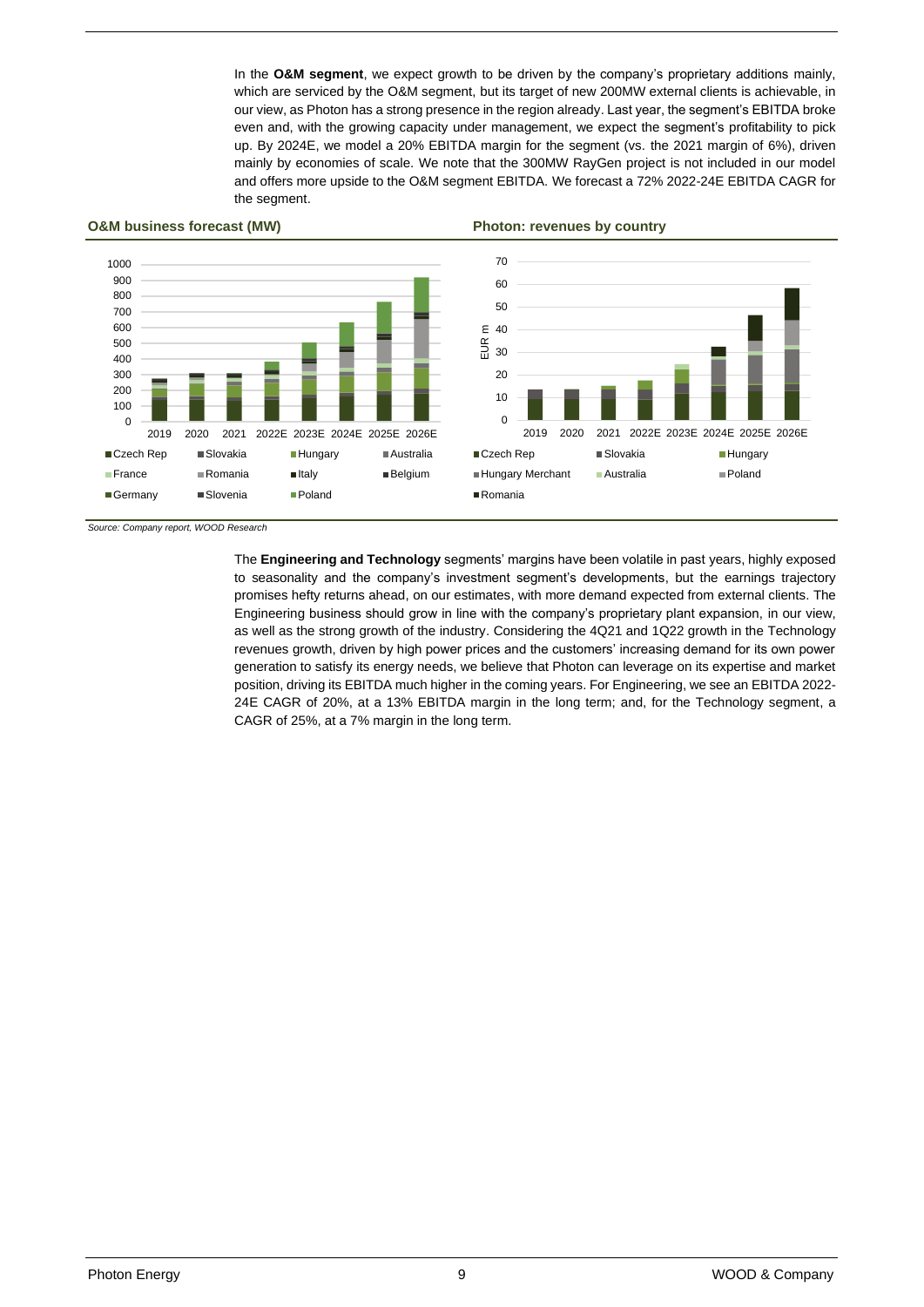In the **O&M segment**, we expect growth to be driven by the company's proprietary additions mainly, which are serviced by the O&M segment, but its target of new 200MW external clients is achievable, in our view, as Photon has a strong presence in the region already. Last year, the segment's EBITDA broke even and, with the growing capacity under management, we expect the segment's profitability to pick up. By 2024E, we model a 20% EBITDA margin for the segment (vs. the 2021 margin of 6%), driven mainly by economies of scale. We note that the 300MW RayGen project is not included in our model and offers more upside to the O&M segment EBITDA. We forecast a 72% 2022-24E EBITDA CAGR for the segment.

**O&M business forecast (MW)**

1000
900
800
700
600
500
400
300
200
100
0

2019 2020 2021 2022E 2023E 2024E 2025E 2026E

Czech Rep, Slovakia, Hungary, Australia, France, Romania, Italy, Belgium, Germany, Slovenia, Poland

**Photon: revenues by country**

EUR m

70
60
50
40
30
20
10
0

2019 2020 2021 2022E 2023E 2024E 2025E 2026E

Czech Rep, Slovakia, Hungary, Hungary Merchant, Australia, Poland, Romania

*Source: Company report, WOOD Research*

The **Engineering and Technology** segments' margins have been volatile in past years, highly exposed to seasonality and the company's investment segment's developments, but the earnings trajectory promises hefty returns ahead, on our estimates, with more demand expected from external clients. The Engineering business should grow in line with the company's proprietary plant expansion, in our view, as well as the strong growth of the industry. Considering the 4Q21 and 1Q22 growth in the Technology revenues growth, driven by high power prices and the customers' increasing demand for its own power generation to satisfy its energy needs, we believe that Photon can leverage on its expertise and market position, driving its EBITDA much higher in the coming years. For Engineering, we see an EBITDA 2022-24E CAGR of 20%, at a 13% EBITDA margin in the long term; and, for the Technology segment, a CAGR of 25%, at a 7% margin in the long term.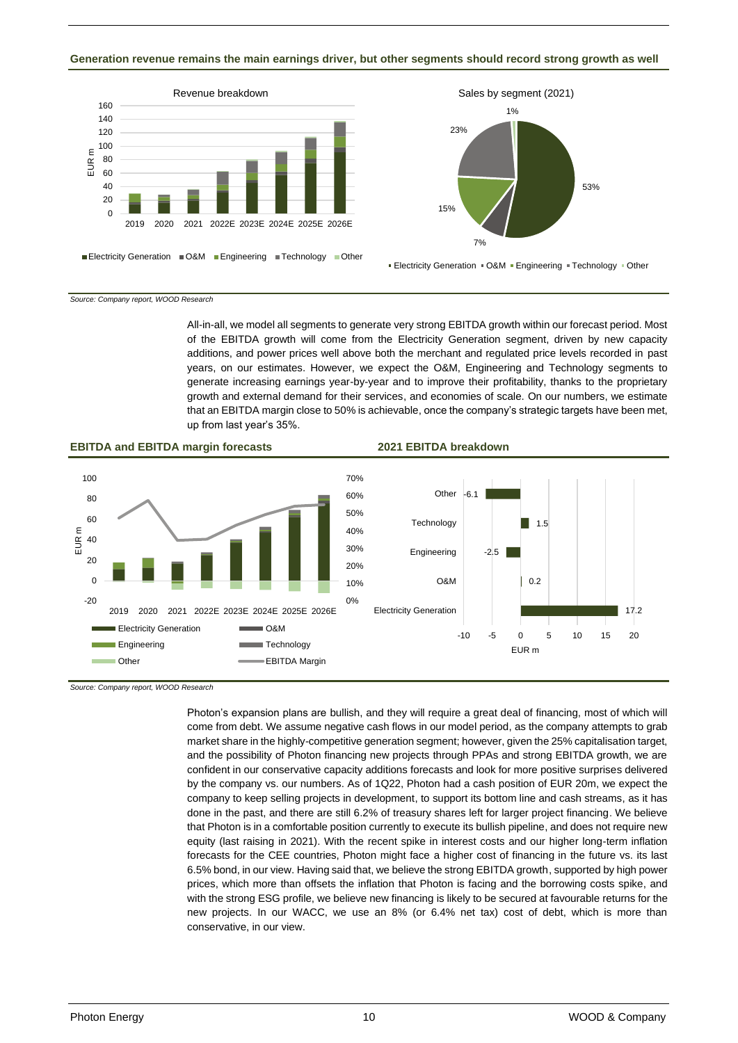**Generation revenue remains the main earnings driver, but other segments should record strong growth as well**

Revenue breakdown

EUR m

160
140
120
100
80
60
40
20
0

2019 2020 2021 2022E 2023E 2024E 2025E 2026E

Electricity Generation, O&M, Engineering, Technology, Other

Sales by segment (2021)

1%
23%
53%
15%
7%

Electricity Generation, O&M, Engineering, Technology, Other

*Source: Company report, WOOD Research*

All-in-all, we model all segments to generate very strong EBITDA growth within our forecast period. Most of the EBITDA growth will come from the Electricity Generation segment, driven by new capacity additions, and power prices well above both the merchant and regulated price levels recorded in past years, on our estimates. However, we expect the O&M, Engineering and Technology segments to generate increasing earnings year-by-year and to improve their profitability, thanks to the proprietary growth and external demand for their services, and economies of scale. On our numbers, we estimate that an EBITDA margin close to 50% is achievable, once the company's strategic targets have been met, up from last year's 35%.

**EBITDA and EBITDA margin forecasts**

EUR m

100
80
60
40
20
0
-20

70%
60%
50%
40%
30%
20%
10%
0%

2019 2020 2021 2022E 2023E 2024E 2025E 2026E

Electricity Generation, O&M, Engineering, Technology, Other, EBITDA Margin

**2021 EBITDA breakdown**

Other -6.1
Technology 1.5
Engineering -2.5
O&M 0.2
Electricity Generation 17.2

-10 -5 0 5 10 15 20

EUR m

*Source: Company report, WOOD Research*

Photon's expansion plans are bullish, and they will require a great deal of financing, most of which will come from debt. We assume negative cash flows in our model period, as the company attempts to grab market share in the highly-competitive generation segment; however, given the 25% capitalisation target, and the possibility of Photon financing new projects through PPAs and strong EBITDA growth, we are confident in our conservative capacity additions forecasts and look for more positive surprises delivered by the company vs. our numbers. As of 1Q22, Photon had a cash position of EUR 20m, we expect the company to keep selling projects in development, to support its bottom line and cash streams, as it has done in the past, and there are still 6.2% of treasury shares left for larger project financing. We believe that Photon is in a comfortable position currently to execute its bullish pipeline, and does not require new equity (last raising in 2021). With the recent spike in interest costs and our higher long-term inflation forecasts for the CEE countries, Photon might face a higher cost of financing in the future vs. its last 6.5% bond, in our view. Having said that, we believe the strong EBITDA growth, supported by high power prices, which more than offsets the inflation that Photon is facing and the borrowing costs spike, and with the strong ESG profile, we believe new financing is likely to be secured at favourable returns for the new projects. In our WACC, we use an 8% (or 6.4% net tax) cost of debt, which is more than conservative, in our view.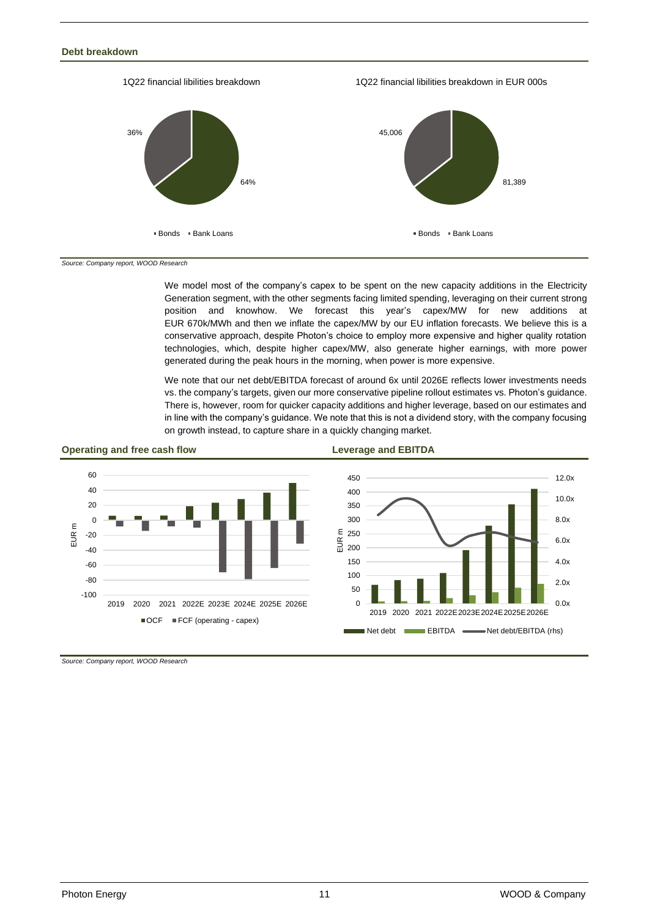### Debt breakdown

1Q22 financial libilities breakdown

36%

64%

Bonds · Bank Loans

1Q22 financial libilities breakdown in EUR 000s

45,006

81,389

Bonds · Bank Loans

*Source: Company report, WOOD Research*

We model most of the company's capex to be spent on the new capacity additions in the Electricity Generation segment, with the other segments facing limited spending, leveraging on their current strong position and knowhow. We forecast this year's capex/MW for new additions at EUR 670k/MWh and then we inflate the capex/MW by our EU inflation forecasts. We believe this is a conservative approach, despite Photon's choice to employ more expensive and higher quality rotation technologies, which, despite higher capex/MW, also generate higher earnings, with more power generated during the peak hours in the morning, when power is more expensive.

We note that our net debt/EBITDA forecast of around 6x until 2026E reflects lower investments needs vs. the company's targets, given our more conservative pipeline rollout estimates vs. Photon's guidance. There is, however, room for quicker capacity additions and higher leverage, based on our estimates and in line with the company's guidance. We note that this is not a dividend story, with the company focusing on growth instead, to capture share in a quickly changing market.

### Operating and free cash flow

EUR m

60
40
20
0
-20
-40
-60
-80
-100

2019 2020 2021 2022E 2023E 2024E 2025E 2026E

OCF · FCF (operating - capex)

### Leverage and EBITDA

EUR m

450
400
350
300
250
200
150
100
50
0

12.0x
10.0x
8.0x
6.0x
4.0x
2.0x
0.0x

2019 2020 2021 2022E 2023E 2024E 2025E 2026E

Net debt · EBITDA · Net debt/EBITDA (rhs)

*Source: Company report, WOOD Research*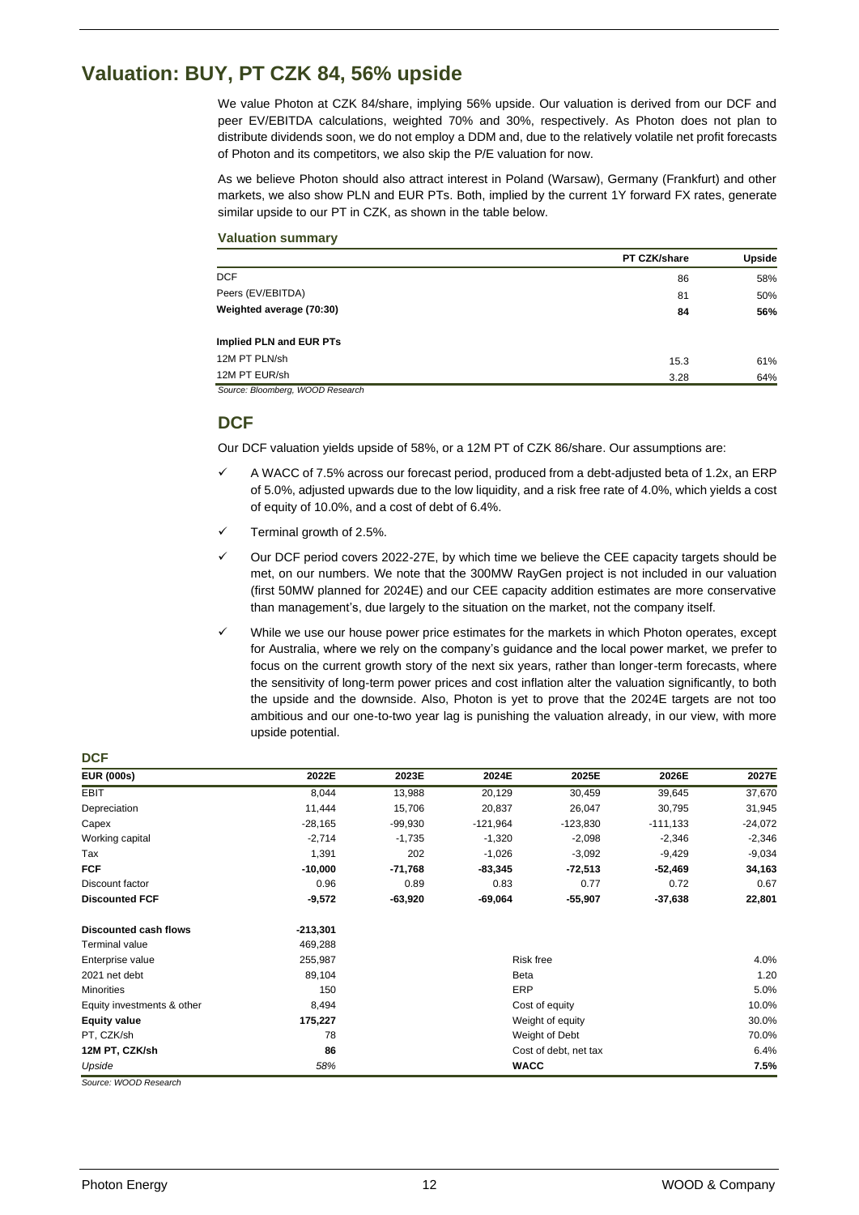## Valuation: BUY, PT CZK 84, 56% upside

We value Photon at CZK 84/share, implying 56% upside. Our valuation is derived from our DCF and peer EV/EBITDA calculations, weighted 70% and 30%, respectively. As Photon does not plan to distribute dividends soon, we do not employ a DDM and, due to the relatively volatile net profit forecasts of Photon and its competitors, we also skip the P/E valuation for now.

As we believe Photon should also attract interest in Poland (Warsaw), Germany (Frankfurt) and other markets, we also show PLN and EUR PTs. Both, implied by the current 1Y forward FX rates, generate similar upside to our PT in CZK, as shown in the table below.

**Valuation summary**

| | PT CZK/share | Upside |
|---|---|---|
| DCF | 86 | 58% |
| Peers (EV/EBITDA) | 81 | 50% |
| **Weighted average (70:30)** | **84** | **56%** |
| | | |
| **Implied PLN and EUR PTs** | | |
| 12M PT PLN/sh | 15.3 | 61% |
| 12M PT EUR/sh | 3.28 | 64% |

*Source: Bloomberg, WOOD Research*

### DCF

Our DCF valuation yields upside of 58%, or a 12M PT of CZK 86/share. Our assumptions are:

- ✓ A WACC of 7.5% across our forecast period, produced from a debt-adjusted beta of 1.2x, an ERP of 5.0%, adjusted upwards due to the low liquidity, and a risk free rate of 4.0%, which yields a cost of equity of 10.0%, and a cost of debt of 6.4%.
- ✓ Terminal growth of 2.5%.
- ✓ Our DCF period covers 2022-27E, by which time we believe the CEE capacity targets should be met, on our numbers. We note that the 300MW RayGen project is not included in our valuation (first 50MW planned for 2024E) and our CEE capacity addition estimates are more conservative than management's, due largely to the situation on the market, not the company itself.
- ✓ While we use our house power price estimates for the markets in which Photon operates, except for Australia, where we rely on the company's guidance and the local power market, we prefer to focus on the current growth story of the next six years, rather than longer-term forecasts, where the sensitivity of long-term power prices and cost inflation alter the valuation significantly, to both the upside and the downside. Also, Photon is yet to prove that the 2024E targets are not too ambitious and our one-to-two year lag is punishing the valuation already, in our view, with more upside potential.

**DCF**

| EUR (000s) | 2022E | 2023E | 2024E | 2025E | 2026E | 2027E |
|---|---|---|---|---|---|---|
| EBIT | 8,044 | 13,988 | 20,129 | 30,459 | 39,645 | 37,670 |
| Depreciation | 11,444 | 15,706 | 20,837 | 26,047 | 30,795 | 31,945 |
| Capex | -28,165 | -99,930 | -121,964 | -123,830 | -111,133 | -24,072 |
| Working capital | -2,714 | -1,735 | -1,320 | -2,098 | -2,346 | -2,346 |
| Tax | 1,391 | 202 | -1,026 | -3,092 | -9,429 | -9,034 |
| **FCF** | **-10,000** | **-71,768** | **-83,345** | **-72,513** | **-52,469** | **34,163** |
| Discount factor | 0.96 | 0.89 | 0.83 | 0.77 | 0.72 | 0.67 |
| **Discounted FCF** | **-9,572** | **-63,920** | **-69,064** | **-55,907** | **-37,638** | **22,801** |
| | | | | | | |
| **Discounted cash flows** | **-213,301** | | | | | |
| Terminal value | 469,288 | | | | | |
| Enterprise value | 255,987 | | Risk free | | | 4.0% |
| 2021 net debt | 89,104 | | Beta | | | 1.20 |
| Minorities | 150 | | ERP | | | 5.0% |
| Equity investments & other | 8,494 | | Cost of equity | | | 10.0% |
| **Equity value** | **175,227** | | Weight of equity | | | 30.0% |
| PT, CZK/sh | 78 | | Weight of Debt | | | 70.0% |
| **12M PT, CZK/sh** | **86** | | Cost of debt, net tax | | | 6.4% |
| *Upside* | *58%* | | **WACC** | | | **7.5%** |

*Source: WOOD Research*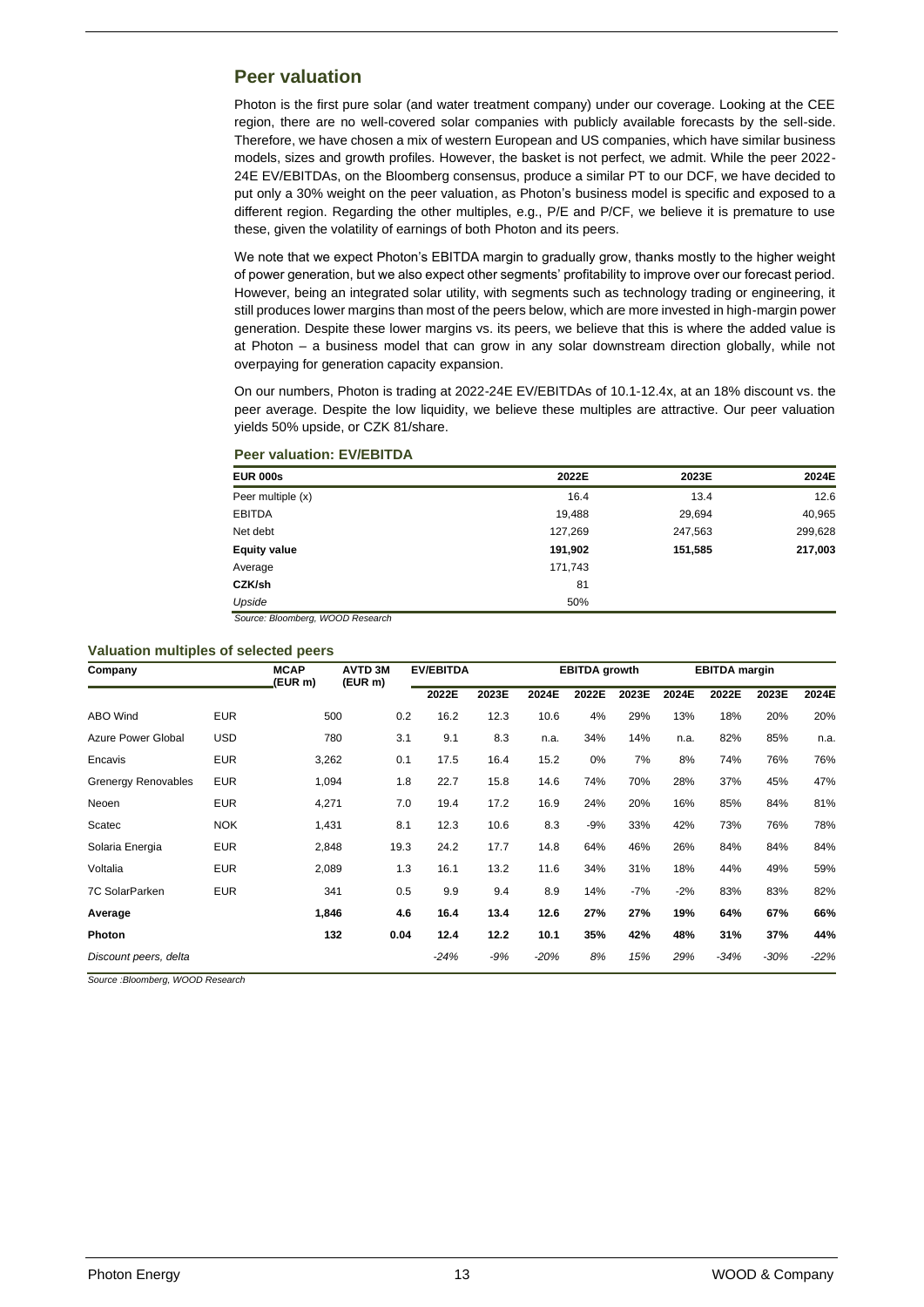## Peer valuation

Photon is the first pure solar (and water treatment company) under our coverage. Looking at the CEE region, there are no well-covered solar companies with publicly available forecasts by the sell-side. Therefore, we have chosen a mix of western European and US companies, which have similar business models, sizes and growth profiles. However, the basket is not perfect, we admit. While the peer 2022-24E EV/EBITDAs, on the Bloomberg consensus, produce a similar PT to our DCF, we have decided to put only a 30% weight on the peer valuation, as Photon's business model is specific and exposed to a different region. Regarding the other multiples, e.g., P/E and P/CF, we believe it is premature to use these, given the volatility of earnings of both Photon and its peers.

We note that we expect Photon's EBITDA margin to gradually grow, thanks mostly to the higher weight of power generation, but we also expect other segments' profitability to improve over our forecast period. However, being an integrated solar utility, with segments such as technology trading or engineering, it still produces lower margins than most of the peers below, which are more invested in high-margin power generation. Despite these lower margins vs. its peers, we believe that this is where the added value is at Photon – a business model that can grow in any solar downstream direction globally, while not overpaying for generation capacity expansion.

On our numbers, Photon is trading at 2022-24E EV/EBITDAs of 10.1-12.4x, at an 18% discount vs. the peer average. Despite the low liquidity, we believe these multiples are attractive. Our peer valuation yields 50% upside, or CZK 81/share.

### Peer valuation: EV/EBITDA

| EUR 000s | 2022E | 2023E | 2024E |
|---|---|---|---|
| Peer multiple (x) | 16.4 | 13.4 | 12.6 |
| EBITDA | 19,488 | 29,694 | 40,965 |
| Net debt | 127,269 | 247,563 | 299,628 |
| **Equity value** | **191,902** | **151,585** | **217,003** |
| Average | 171,743 | | |
| **CZK/sh** | 81 | | |
| *Upside* | 50% | | |

*Source: Bloomberg, WOOD Research*

### Valuation multiples of selected peers

| Company | | MCAP (EUR m) | AVTD 3M (EUR m) | EV/EBITDA | | | EBITDA growth | | | EBITDA margin | | |
|---|---|---|---|---|---|---|---|---|---|---|---|---|
| | | | | 2022E | 2023E | 2024E | 2022E | 2023E | 2024E | 2022E | 2023E | 2024E |
| ABO Wind | EUR | 500 | 0.2 | 16.2 | 12.3 | 10.6 | 4% | 29% | 13% | 18% | 20% | 20% |
| Azure Power Global | USD | 780 | 3.1 | 9.1 | 8.3 | n.a. | 34% | 14% | n.a. | 82% | 85% | n.a. |
| Encavis | EUR | 3,262 | 0.1 | 17.5 | 16.4 | 15.2 | 0% | 7% | 8% | 74% | 76% | 76% |
| Grenergy Renovables | EUR | 1,094 | 1.8 | 22.7 | 15.8 | 14.6 | 74% | 70% | 28% | 37% | 45% | 47% |
| Neoen | EUR | 4,271 | 7.0 | 19.4 | 17.2 | 16.9 | 24% | 20% | 16% | 85% | 84% | 81% |
| Scatec | NOK | 1,431 | 8.1 | 12.3 | 10.6 | 8.3 | -9% | 33% | 42% | 73% | 76% | 78% |
| Solaria Energia | EUR | 2,848 | 19.3 | 24.2 | 17.7 | 14.8 | 64% | 46% | 26% | 84% | 84% | 84% |
| Voltalia | EUR | 2,089 | 1.3 | 16.1 | 13.2 | 11.6 | 34% | 31% | 18% | 44% | 49% | 59% |
| 7C SolarParken | EUR | 341 | 0.5 | 9.9 | 9.4 | 8.9 | 14% | -7% | -2% | 83% | 83% | 82% |
| **Average** | | **1,846** | **4.6** | **16.4** | **13.4** | **12.6** | **27%** | **27%** | **19%** | **64%** | **67%** | **66%** |
| **Photon** | | **132** | **0.04** | **12.4** | **12.2** | **10.1** | **35%** | **42%** | **48%** | **31%** | **37%** | **44%** |
| *Discount peers, delta* | | | | *-24%* | *-9%* | *-20%* | *8%* | *15%* | *29%* | *-34%* | *-30%* | *-22%* |

*Source :Bloomberg, WOOD Research*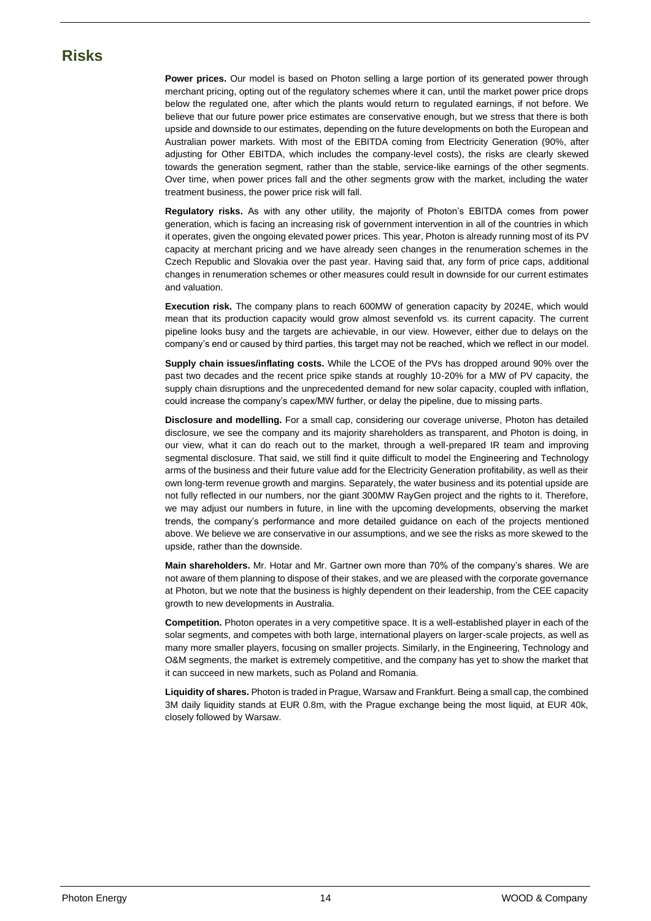# Risks

**Power prices.** Our model is based on Photon selling a large portion of its generated power through merchant pricing, opting out of the regulatory schemes where it can, until the market power price drops below the regulated one, after which the plants would return to regulated earnings, if not before. We believe that our future power price estimates are conservative enough, but we stress that there is both upside and downside to our estimates, depending on the future developments on both the European and Australian power markets. With most of the EBITDA coming from Electricity Generation (90%, after adjusting for Other EBITDA, which includes the company-level costs), the risks are clearly skewed towards the generation segment, rather than the stable, service-like earnings of the other segments. Over time, when power prices fall and the other segments grow with the market, including the water treatment business, the power price risk will fall.

**Regulatory risks.** As with any other utility, the majority of Photon's EBITDA comes from power generation, which is facing an increasing risk of government intervention in all of the countries in which it operates, given the ongoing elevated power prices. This year, Photon is already running most of its PV capacity at merchant pricing and we have already seen changes in the renumeration schemes in the Czech Republic and Slovakia over the past year. Having said that, any form of price caps, additional changes in renumeration schemes or other measures could result in downside for our current estimates and valuation.

**Execution risk.** The company plans to reach 600MW of generation capacity by 2024E, which would mean that its production capacity would grow almost sevenfold vs. its current capacity. The current pipeline looks busy and the targets are achievable, in our view. However, either due to delays on the company's end or caused by third parties, this target may not be reached, which we reflect in our model.

**Supply chain issues/inflating costs.** While the LCOE of the PVs has dropped around 90% over the past two decades and the recent price spike stands at roughly 10-20% for a MW of PV capacity, the supply chain disruptions and the unprecedented demand for new solar capacity, coupled with inflation, could increase the company's capex/MW further, or delay the pipeline, due to missing parts.

**Disclosure and modelling.** For a small cap, considering our coverage universe, Photon has detailed disclosure, we see the company and its majority shareholders as transparent, and Photon is doing, in our view, what it can do reach out to the market, through a well-prepared IR team and improving segmental disclosure. That said, we still find it quite difficult to model the Engineering and Technology arms of the business and their future value add for the Electricity Generation profitability, as well as their own long-term revenue growth and margins. Separately, the water business and its potential upside are not fully reflected in our numbers, nor the giant 300MW RayGen project and the rights to it. Therefore, we may adjust our numbers in future, in line with the upcoming developments, observing the market trends, the company's performance and more detailed guidance on each of the projects mentioned above. We believe we are conservative in our assumptions, and we see the risks as more skewed to the upside, rather than the downside.

**Main shareholders.** Mr. Hotar and Mr. Gartner own more than 70% of the company's shares. We are not aware of them planning to dispose of their stakes, and we are pleased with the corporate governance at Photon, but we note that the business is highly dependent on their leadership, from the CEE capacity growth to new developments in Australia.

**Competition.** Photon operates in a very competitive space. It is a well-established player in each of the solar segments, and competes with both large, international players on larger-scale projects, as well as many more smaller players, focusing on smaller projects. Similarly, in the Engineering, Technology and O&M segments, the market is extremely competitive, and the company has yet to show the market that it can succeed in new markets, such as Poland and Romania.

**Liquidity of shares.** Photon is traded in Prague, Warsaw and Frankfurt. Being a small cap, the combined 3M daily liquidity stands at EUR 0.8m, with the Prague exchange being the most liquid, at EUR 40k, closely followed by Warsaw.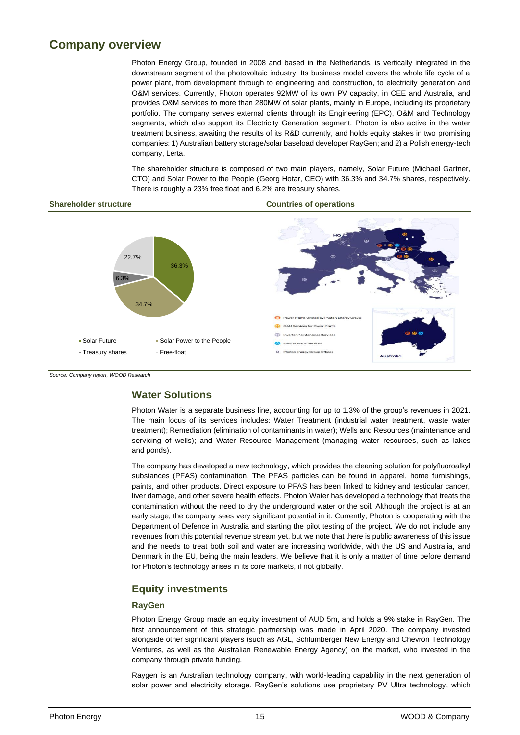## Company overview

Photon Energy Group, founded in 2008 and based in the Netherlands, is vertically integrated in the downstream segment of the photovoltaic industry. Its business model covers the whole life cycle of a power plant, from development through to engineering and construction, to electricity generation and O&M services. Currently, Photon operates 92MW of its own PV capacity, in CEE and Australia, and provides O&M services to more than 280MW of solar plants, mainly in Europe, including its proprietary portfolio. The company serves external clients through its Engineering (EPC), O&M and Technology segments, which also support its Electricity Generation segment. Photon is also active in the water treatment business, awaiting the results of its R&D currently, and holds equity stakes in two promising companies: 1) Australian battery storage/solar baseload developer RayGen; and 2) a Polish energy-tech company, Lerta.

The shareholder structure is composed of two main players, namely, Solar Future (Michael Gartner, CTO) and Solar Power to the People (Georg Hotar, CEO) with 36.3% and 34.7% shares, respectively. There is roughly a 23% free float and 6.2% are treasury shares.

**Shareholder structure**

22.7%
36.3%
6.3%
34.7%

Solar Future
Solar Power to the People
Treasury shares
Free-float

**Countries of operations**

HQ

Power Plants Owned by Photon Energy Group
O&M Services for Power Plants
Inverter Maintenance Services
Photon Water Services
Photon Energy Group Offices

Australia

*Source: Company report, WOOD Research*

## Water Solutions

Photon Water is a separate business line, accounting for up to 1.3% of the group's revenues in 2021. The main focus of its services includes: Water Treatment (industrial water treatment, waste water treatment); Remediation (elimination of contaminants in water); Wells and Resources (maintenance and servicing of wells); and Water Resource Management (managing water resources, such as lakes and ponds).

The company has developed a new technology, which provides the cleaning solution for polyfluoroalkyl substances (PFAS) contamination. The PFAS particles can be found in apparel, home furnishings, paints, and other products. Direct exposure to PFAS has been linked to kidney and testicular cancer, liver damage, and other severe health effects. Photon Water has developed a technology that treats the contamination without the need to dry the underground water or the soil. Although the project is at an early stage, the company sees very significant potential in it. Currently, Photon is cooperating with the Department of Defence in Australia and starting the pilot testing of the project. We do not include any revenues from this potential revenue stream yet, but we note that there is public awareness of this issue and the needs to treat both soil and water are increasing worldwide, with the US and Australia, and Denmark in the EU, being the main leaders. We believe that it is only a matter of time before demand for Photon's technology arises in its core markets, if not globally.

## Equity investments

### RayGen

Photon Energy Group made an equity investment of AUD 5m, and holds a 9% stake in RayGen. The first announcement of this strategic partnership was made in April 2020. The company invested alongside other significant players (such as AGL, Schlumberger New Energy and Chevron Technology Ventures, as well as the Australian Renewable Energy Agency) on the market, who invested in the company through private funding.

Raygen is an Australian technology company, with world-leading capability in the next generation of solar power and electricity storage. RayGen's solutions use proprietary PV Ultra technology, which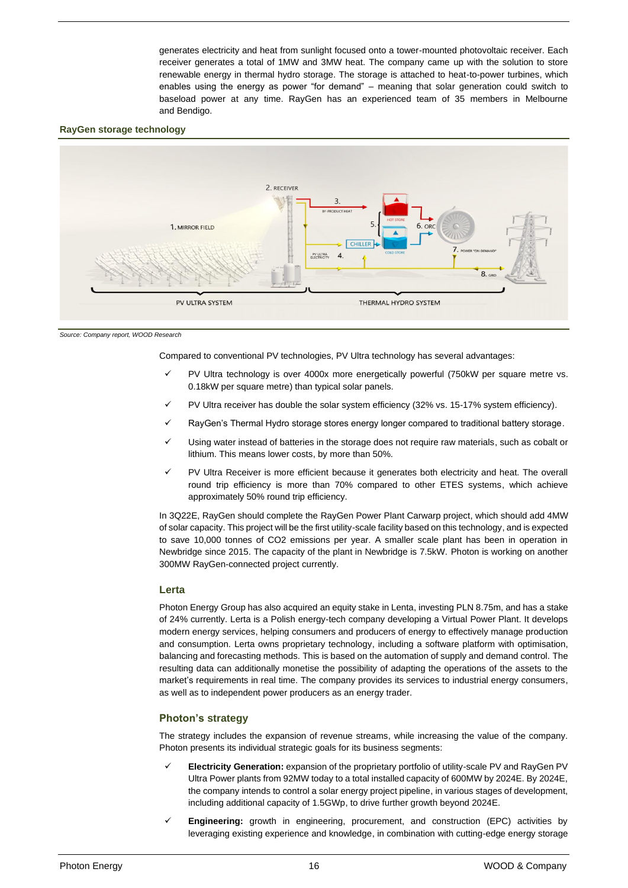generates electricity and heat from sunlight focused onto a tower-mounted photovoltaic receiver. Each receiver generates a total of 1MW and 3MW heat. The company came up with the solution to store renewable energy in thermal hydro storage. The storage is attached to heat-to-power turbines, which enables using the energy as power "for demand" – meaning that solar generation could switch to baseload power at any time. RayGen has an experienced team of 35 members in Melbourne and Bendigo.

**RayGen storage technology**

1. MIRROR FIELD
2. RECEIVER
3. BY-PRODUCT HEAT
4. PV ULTRA ELECTRICITY
5. HOT STORE / COLD STORE
CHILLER
6. ORC
7. POWER "ON DEMAND"
8. GRID

PV ULTRA SYSTEM
THERMAL HYDRO SYSTEM

*Source: Company report, WOOD Research*

Compared to conventional PV technologies, PV Ultra technology has several advantages:

- ✓ PV Ultra technology is over 4000x more energetically powerful (750kW per square metre vs. 0.18kW per square metre) than typical solar panels.
- ✓ PV Ultra receiver has double the solar system efficiency (32% vs. 15-17% system efficiency).
- ✓ RayGen's Thermal Hydro storage stores energy longer compared to traditional battery storage.
- ✓ Using water instead of batteries in the storage does not require raw materials, such as cobalt or lithium. This means lower costs, by more than 50%.
- ✓ PV Ultra Receiver is more efficient because it generates both electricity and heat. The overall round trip efficiency is more than 70% compared to other ETES systems, which achieve approximately 50% round trip efficiency.

In 3Q22E, RayGen should complete the RayGen Power Plant Carwarp project, which should add 4MW of solar capacity. This project will be the first utility-scale facility based on this technology, and is expected to save 10,000 tonnes of $CO_2$ emissions per year. A smaller scale plant has been in operation in Newbridge since 2015. The capacity of the plant in Newbridge is 7.5kW. Photon is working on another 300MW RayGen-connected project currently.

### Lerta

Photon Energy Group has also acquired an equity stake in Lenta, investing PLN 8.75m, and has a stake of 24% currently. Lerta is a Polish energy-tech company developing a Virtual Power Plant. It develops modern energy services, helping consumers and producers of energy to effectively manage production and consumption. Lerta owns proprietary technology, including a software platform with optimisation, balancing and forecasting methods. This is based on the automation of supply and demand control. The resulting data can additionally monetise the possibility of adapting the operations of the assets to the market's requirements in real time. The company provides its services to industrial energy consumers, as well as to independent power producers as an energy trader.

### Photon's strategy

The strategy includes the expansion of revenue streams, while increasing the value of the company. Photon presents its individual strategic goals for its business segments:

- ✓ **Electricity Generation:** expansion of the proprietary portfolio of utility-scale PV and RayGen PV Ultra Power plants from 92MW today to a total installed capacity of 600MW by 2024E. By 2024E, the company intends to control a solar energy project pipeline, in various stages of development, including additional capacity of 1.5GWp, to drive further growth beyond 2024E.
- ✓ **Engineering:** growth in engineering, procurement, and construction (EPC) activities by leveraging existing experience and knowledge, in combination with cutting-edge energy storage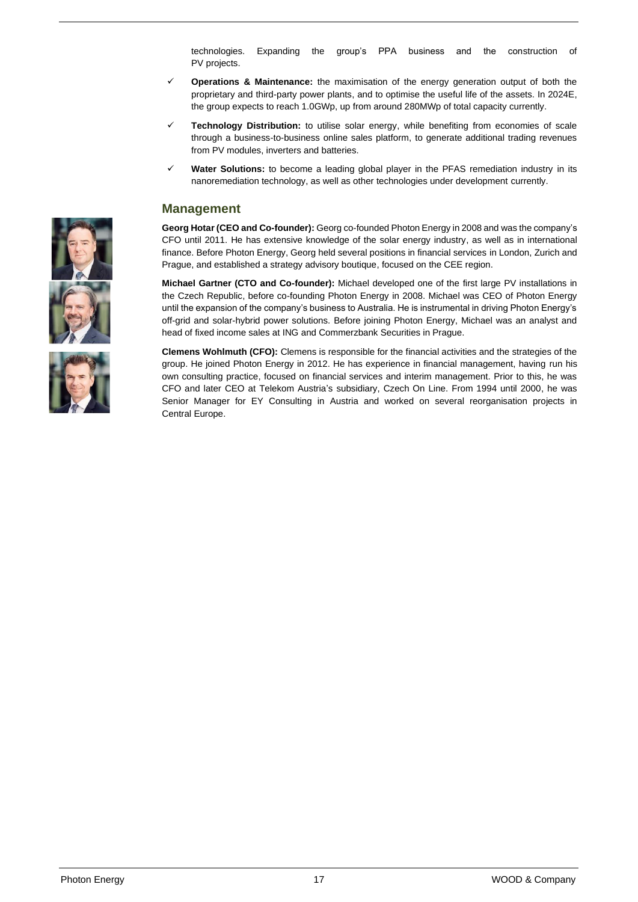technologies. Expanding the group's PPA business and the construction of PV projects.

- ✓ **Operations & Maintenance:** the maximisation of the energy generation output of both the proprietary and third-party power plants, and to optimise the useful life of the assets. In 2024E, the group expects to reach 1.0GWp, up from around 280MWp of total capacity currently.
- ✓ **Technology Distribution:** to utilise solar energy, while benefiting from economies of scale through a business-to-business online sales platform, to generate additional trading revenues from PV modules, inverters and batteries.
- ✓ **Water Solutions:** to become a leading global player in the PFAS remediation industry in its nanoremediation technology, as well as other technologies under development currently.

## Management

**Georg Hotar (CEO and Co-founder):** Georg co-founded Photon Energy in 2008 and was the company's CFO until 2011. He has extensive knowledge of the solar energy industry, as well as in international finance. Before Photon Energy, Georg held several positions in financial services in London, Zurich and Prague, and established a strategy advisory boutique, focused on the CEE region.

**Michael Gartner (CTO and Co-founder):** Michael developed one of the first large PV installations in the Czech Republic, before co-founding Photon Energy in 2008. Michael was CEO of Photon Energy until the expansion of the company's business to Australia. He is instrumental in driving Photon Energy's off-grid and solar-hybrid power solutions. Before joining Photon Energy, Michael was an analyst and head of fixed income sales at ING and Commerzbank Securities in Prague.

**Clemens Wohlmuth (CFO):** Clemens is responsible for the financial activities and the strategies of the group. He joined Photon Energy in 2012. He has experience in financial management, having run his own consulting practice, focused on financial services and interim management. Prior to this, he was CFO and later CEO at Telekom Austria's subsidiary, Czech On Line. From 1994 until 2000, he was Senior Manager for EY Consulting in Austria and worked on several reorganisation projects in Central Europe.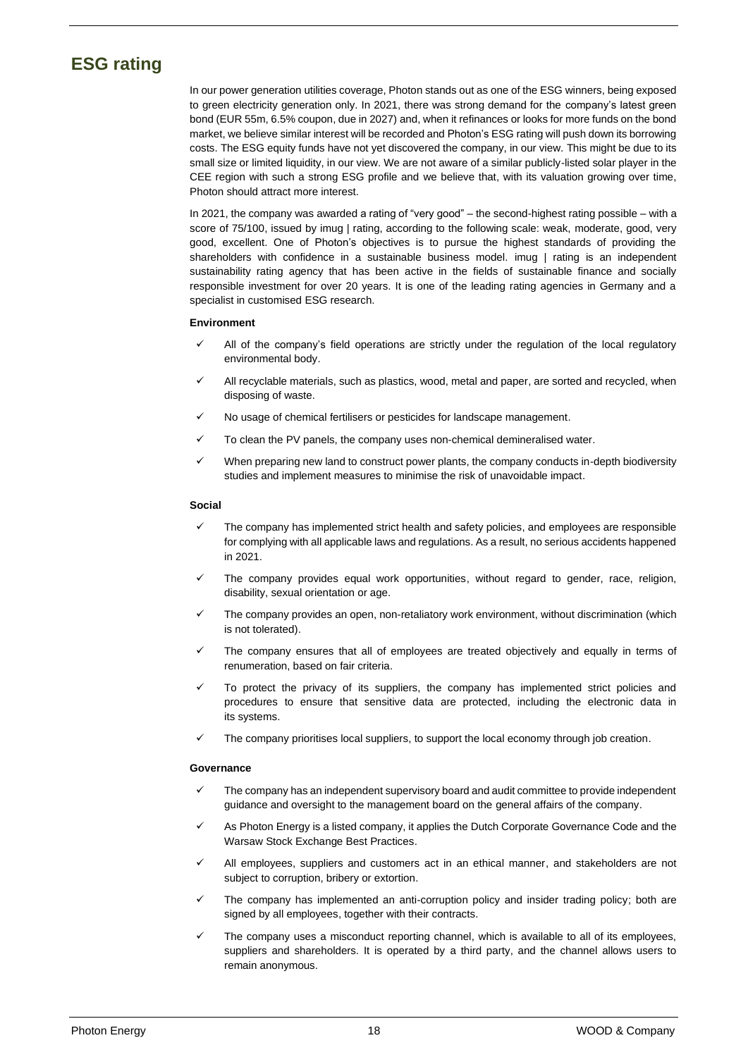# ESG rating

In our power generation utilities coverage, Photon stands out as one of the ESG winners, being exposed to green electricity generation only. In 2021, there was strong demand for the company's latest green bond (EUR 55m, 6.5% coupon, due in 2027) and, when it refinances or looks for more funds on the bond market, we believe similar interest will be recorded and Photon's ESG rating will push down its borrowing costs. The ESG equity funds have not yet discovered the company, in our view. This might be due to its small size or limited liquidity, in our view. We are not aware of a similar publicly-listed solar player in the CEE region with such a strong ESG profile and we believe that, with its valuation growing over time, Photon should attract more interest.

In 2021, the company was awarded a rating of "very good" – the second-highest rating possible – with a score of 75/100, issued by imug | rating, according to the following scale: weak, moderate, good, very good, excellent. One of Photon's objectives is to pursue the highest standards of providing the shareholders with confidence in a sustainable business model. imug | rating is an independent sustainability rating agency that has been active in the fields of sustainable finance and socially responsible investment for over 20 years. It is one of the leading rating agencies in Germany and a specialist in customised ESG research.

**Environment**

- ✓ All of the company's field operations are strictly under the regulation of the local regulatory environmental body.
- ✓ All recyclable materials, such as plastics, wood, metal and paper, are sorted and recycled, when disposing of waste.
- ✓ No usage of chemical fertilisers or pesticides for landscape management.
- ✓ To clean the PV panels, the company uses non-chemical demineralised water.
- ✓ When preparing new land to construct power plants, the company conducts in-depth biodiversity studies and implement measures to minimise the risk of unavoidable impact.

**Social**

- ✓ The company has implemented strict health and safety policies, and employees are responsible for complying with all applicable laws and regulations. As a result, no serious accidents happened in 2021.
- ✓ The company provides equal work opportunities, without regard to gender, race, religion, disability, sexual orientation or age.
- ✓ The company provides an open, non-retaliatory work environment, without discrimination (which is not tolerated).
- ✓ The company ensures that all of employees are treated objectively and equally in terms of renumeration, based on fair criteria.
- ✓ To protect the privacy of its suppliers, the company has implemented strict policies and procedures to ensure that sensitive data are protected, including the electronic data in its systems.
- ✓ The company prioritises local suppliers, to support the local economy through job creation.

**Governance**

- ✓ The company has an independent supervisory board and audit committee to provide independent guidance and oversight to the management board on the general affairs of the company.
- ✓ As Photon Energy is a listed company, it applies the Dutch Corporate Governance Code and the Warsaw Stock Exchange Best Practices.
- ✓ All employees, suppliers and customers act in an ethical manner, and stakeholders are not subject to corruption, bribery or extortion.
- ✓ The company has implemented an anti-corruption policy and insider trading policy; both are signed by all employees, together with their contracts.
- ✓ The company uses a misconduct reporting channel, which is available to all of its employees, suppliers and shareholders. It is operated by a third party, and the channel allows users to remain anonymous.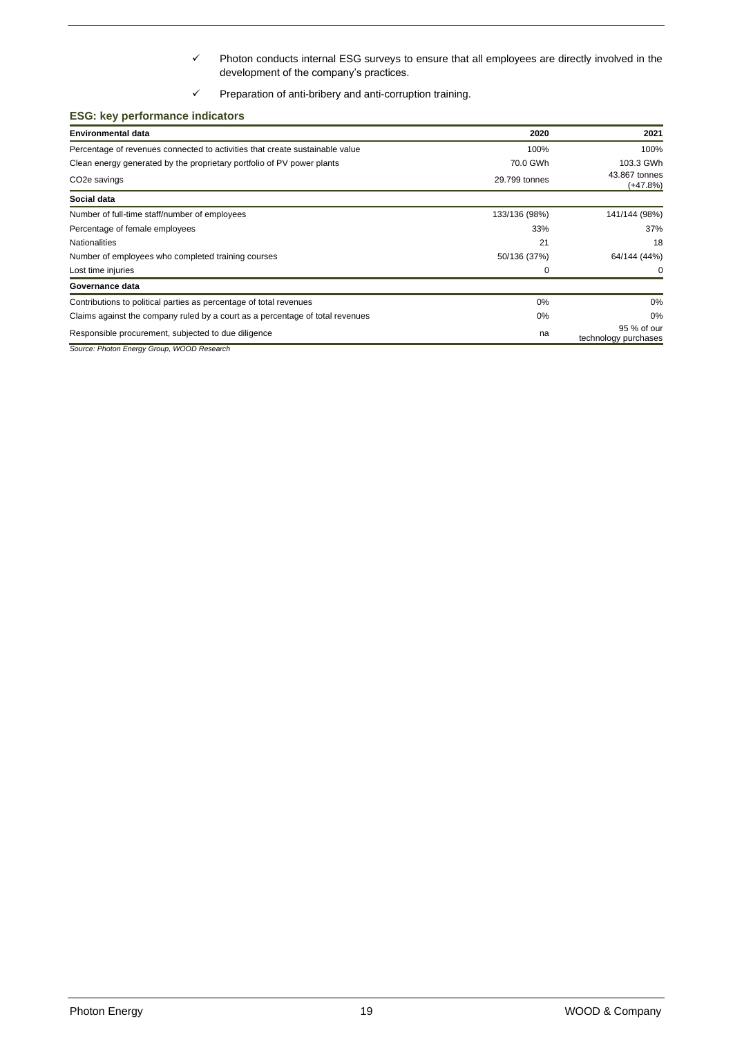- ✓ Photon conducts internal ESG surveys to ensure that all employees are directly involved in the development of the company's practices.
- ✓ Preparation of anti-bribery and anti-corruption training.

### ESG: key performance indicators

| Environmental data | 2020 | 2021 |
|---|---|---|
| Percentage of revenues connected to activities that create sustainable value | 100% | 100% |
| Clean energy generated by the proprietary portfolio of PV power plants | 70.0 GWh | 103.3 GWh |
| $CO_2$e savings | 29.799 tonnes | 43.867 tonnes (+47.8%) |
| **Social data** | | |
| Number of full-time staff/number of employees | 133/136 (98%) | 141/144 (98%) |
| Percentage of female employees | 33% | 37% |
| Nationalities | 21 | 18 |
| Number of employees who completed training courses | 50/136 (37%) | 64/144 (44%) |
| Lost time injuries | 0 | 0 |
| **Governance data** | | |
| Contributions to political parties as percentage of total revenues | 0% | 0% |
| Claims against the company ruled by a court as a percentage of total revenues | 0% | 0% |
| Responsible procurement, subjected to due diligence | na | 95 % of our technology purchases |

*Source: Photon Energy Group, WOOD Research*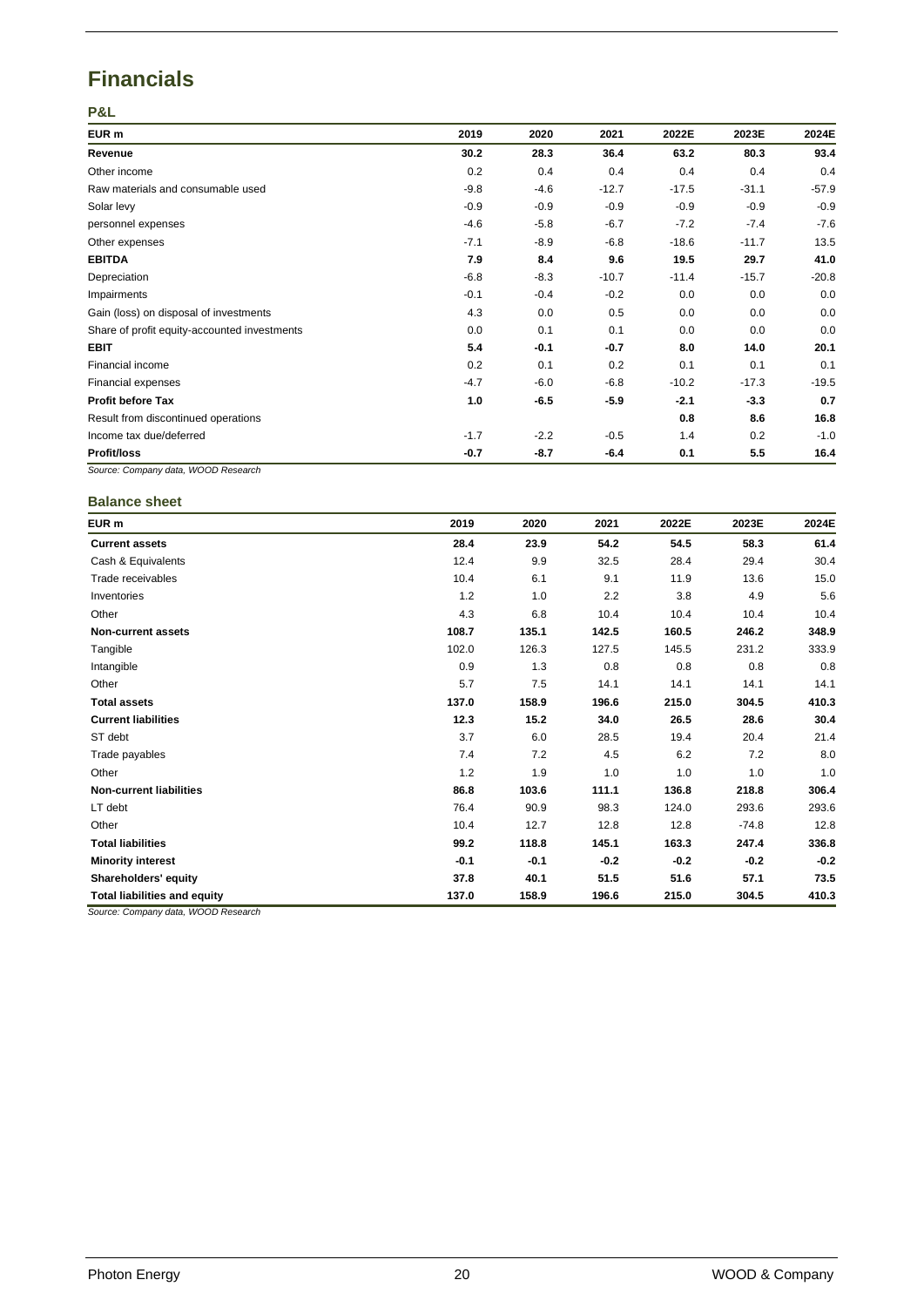# Financials

### P&L

| EUR m | 2019 | 2020 | 2021 | 2022E | 2023E | 2024E |
|---|---|---|---|---|---|---|
| **Revenue** | **30.2** | **28.3** | **36.4** | **63.2** | **80.3** | **93.4** |
| Other income | 0.2 | 0.4 | 0.4 | 0.4 | 0.4 | 0.4 |
| Raw materials and consumable used | -9.8 | -4.6 | -12.7 | -17.5 | -31.1 | -57.9 |
| Solar levy | -0.9 | -0.9 | -0.9 | -0.9 | -0.9 | -0.9 |
| personnel expenses | -4.6 | -5.8 | -6.7 | -7.2 | -7.4 | -7.6 |
| Other expenses | -7.1 | -8.9 | -6.8 | -18.6 | -11.7 | 13.5 |
| **EBITDA** | **7.9** | **8.4** | **9.6** | **19.5** | **29.7** | **41.0** |
| Depreciation | -6.8 | -8.3 | -10.7 | -11.4 | -15.7 | -20.8 |
| Impairments | -0.1 | -0.4 | -0.2 | 0.0 | 0.0 | 0.0 |
| Gain (loss) on disposal of investments | 4.3 | 0.0 | 0.5 | 0.0 | 0.0 | 0.0 |
| Share of profit equity-accounted investments | 0.0 | 0.1 | 0.1 | 0.0 | 0.0 | 0.0 |
| **EBIT** | **5.4** | **-0.1** | **-0.7** | **8.0** | **14.0** | **20.1** |
| Financial income | 0.2 | 0.1 | 0.2 | 0.1 | 0.1 | 0.1 |
| Financial expenses | -4.7 | -6.0 | -6.8 | -10.2 | -17.3 | -19.5 |
| **Profit before Tax** | **1.0** | **-6.5** | **-5.9** | **-2.1** | **-3.3** | **0.7** |
| Result from discontinued operations | | | | 0.8 | 8.6 | 16.8 |
| Income tax due/deferred | -1.7 | -2.2 | -0.5 | 1.4 | 0.2 | -1.0 |
| **Profit/loss** | **-0.7** | **-8.7** | **-6.4** | **0.1** | **5.5** | **16.4** |

*Source: Company data, WOOD Research*

### Balance sheet

| EUR m | 2019 | 2020 | 2021 | 2022E | 2023E | 2024E |
|---|---|---|---|---|---|---|
| **Current assets** | **28.4** | **23.9** | **54.2** | **54.5** | **58.3** | **61.4** |
| Cash & Equivalents | 12.4 | 9.9 | 32.5 | 28.4 | 29.4 | 30.4 |
| Trade receivables | 10.4 | 6.1 | 9.1 | 11.9 | 13.6 | 15.0 |
| Inventories | 1.2 | 1.0 | 2.2 | 3.8 | 4.9 | 5.6 |
| Other | 4.3 | 6.8 | 10.4 | 10.4 | 10.4 | 10.4 |
| **Non-current assets** | **108.7** | **135.1** | **142.5** | **160.5** | **246.2** | **348.9** |
| Tangible | 102.0 | 126.3 | 127.5 | 145.5 | 231.2 | 333.9 |
| Intangible | 0.9 | 1.3 | 0.8 | 0.8 | 0.8 | 0.8 |
| Other | 5.7 | 7.5 | 14.1 | 14.1 | 14.1 | 14.1 |
| **Total assets** | **137.0** | **158.9** | **196.6** | **215.0** | **304.5** | **410.3** |
| **Current liabilities** | **12.3** | **15.2** | **34.0** | **26.5** | **28.6** | **30.4** |
| ST debt | 3.7 | 6.0 | 28.5 | 19.4 | 20.4 | 21.4 |
| Trade payables | 7.4 | 7.2 | 4.5 | 6.2 | 7.2 | 8.0 |
| Other | 1.2 | 1.9 | 1.0 | 1.0 | 1.0 | 1.0 |
| **Non-current liabilities** | **86.8** | **103.6** | **111.1** | **136.8** | **218.8** | **306.4** |
| LT debt | 76.4 | 90.9 | 98.3 | 124.0 | 293.6 | 293.6 |
| Other | 10.4 | 12.7 | 12.8 | 12.8 | -74.8 | 12.8 |
| **Total liabilities** | **99.2** | **118.8** | **145.1** | **163.3** | **247.4** | **336.8** |
| **Minority interest** | **-0.1** | **-0.1** | **-0.2** | **-0.2** | **-0.2** | **-0.2** |
| **Shareholders' equity** | **37.8** | **40.1** | **51.5** | **51.6** | **57.1** | **73.5** |
| **Total liabilities and equity** | **137.0** | **158.9** | **196.6** | **215.0** | **304.5** | **410.3** |

*Source: Company data, WOOD Research*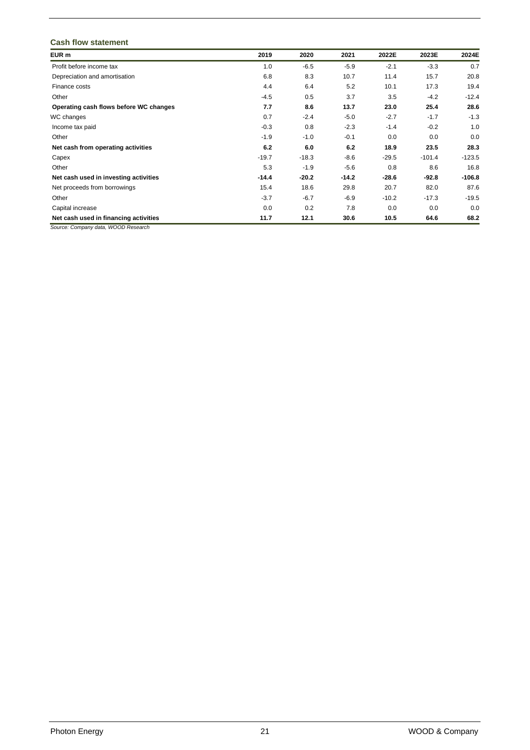### Cash flow statement

| EUR m | 2019 | 2020 | 2021 | 2022E | 2023E | 2024E |
|---|---|---|---|---|---|---|
| Profit before income tax | 1.0 | -6.5 | -5.9 | -2.1 | -3.3 | 0.7 |
| Depreciation and amortisation | 6.8 | 8.3 | 10.7 | 11.4 | 15.7 | 20.8 |
| Finance costs | 4.4 | 6.4 | 5.2 | 10.1 | 17.3 | 19.4 |
| Other | -4.5 | 0.5 | 3.7 | 3.5 | -4.2 | -12.4 |
| **Operating cash flows before WC changes** | **7.7** | **8.6** | **13.7** | **23.0** | **25.4** | **28.6** |
| WC changes | 0.7 | -2.4 | -5.0 | -2.7 | -1.7 | -1.3 |
| Income tax paid | -0.3 | 0.8 | -2.3 | -1.4 | -0.2 | 1.0 |
| Other | -1.9 | -1.0 | -0.1 | 0.0 | 0.0 | 0.0 |
| **Net cash from operating activities** | **6.2** | **6.0** | **6.2** | **18.9** | **23.5** | **28.3** |
| Capex | -19.7 | -18.3 | -8.6 | -29.5 | -101.4 | -123.5 |
| Other | 5.3 | -1.9 | -5.6 | 0.8 | 8.6 | 16.8 |
| **Net cash used in investing activities** | **-14.4** | **-20.2** | **-14.2** | **-28.6** | **-92.8** | **-106.8** |
| Net proceeds from borrowings | 15.4 | 18.6 | 29.8 | 20.7 | 82.0 | 87.6 |
| Other | -3.7 | -6.7 | -6.9 | -10.2 | -17.3 | -19.5 |
| Capital increase | 0.0 | 0.2 | 7.8 | 0.0 | 0.0 | 0.0 |
| **Net cash used in financing activities** | **11.7** | **12.1** | **30.6** | **10.5** | **64.6** | **68.2** |

*Source: Company data, WOOD Research*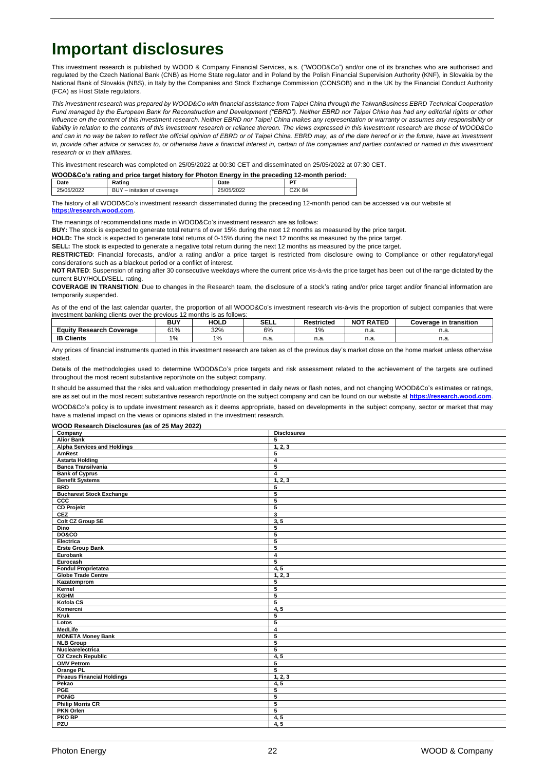# Important disclosures

This investment research is published by WOOD & Company Financial Services, a.s. ("WOOD&Co") and/or one of its branches who are authorised and regulated by the Czech National Bank (CNB) as Home State regulator and in Poland by the Polish Financial Supervision Authority (KNF), in Slovakia by the National Bank of Slovakia (NBS), in Italy by the Companies and Stock Exchange Commission (CONSOB) and in the UK by the Financial Conduct Authority (FCA) as Host State regulators.

*This investment research was prepared by WOOD&Co with financial assistance from Taipei China through the TaiwanBusiness EBRD Technical Cooperation Fund managed by the European Bank for Reconstruction and Development ("EBRD"). Neither EBRD nor Taipei China has had any editorial rights or other influence on the content of this investment research. Neither EBRD nor Taipei China makes any representation or warranty or assumes any responsibility or liability in relation to the contents of this investment research or reliance thereon. The views expressed in this investment research are those of WOOD&Co and can in no way be taken to reflect the official opinion of EBRD or of Taipei China. EBRD may, as of the date hereof or in the future, have an investment in, provide other advice or services to, or otherwise have a financial interest in, certain of the companies and parties contained or named in this investment research or in their affiliates.*

This investment research was completed on 25/05/2022 at 00:30 CET and disseminated on 25/05/2022 at 07:30 CET.

**WOOD&Co's rating and price target history for Photon Energy in the preceding 12-month period:**

| Date | Rating | Date | PT |
|---|---|---|---|
| 25/05/2022 | BUY – initation of coverage | 25/05/2022 | CZK 84 |

The history of all WOOD&Co's investment research disseminated during the preceeding 12-month period can be accessed via our website at **https://research.wood.com**.

The meanings of recommendations made in WOOD&Co's investment research are as follows:

**BUY:** The stock is expected to generate total returns of over 15% during the next 12 months as measured by the price target.

**HOLD:** The stock is expected to generate total returns of 0-15% during the next 12 months as measured by the price target.

**SELL:** The stock is expected to generate a negative total return during the next 12 months as measured by the price target.

**RESTRICTED**: Financial forecasts, and/or a rating and/or a price target is restricted from disclosure owing to Compliance or other regulatory/legal considerations such as a blackout period or a conflict of interest.

**NOT RATED**: Suspension of rating after 30 consecutive weekdays where the current price vis-à-vis the price target has been out of the range dictated by the current BUY/HOLD/SELL rating.

**COVERAGE IN TRANSITION**: Due to changes in the Research team, the disclosure of a stock's rating and/or price target and/or financial information are temporarily suspended.

As of the end of the last calendar quarter, the proportion of all WOOD&Co's investment research vis-à-vis the proportion of subject companies that were investment banking clients over the previous 12 months is as follows:

| | BUY | HOLD | SELL | Restricted | NOT RATED | Coverage in transition |
|---|---|---|---|---|---|---|
| **Equity Research Coverage** | 61% | 32% | 6% | 1% | n.a. | n.a. |
| **IB Clients** | 1% | 1% | n.a. | n.a. | n.a. | n.a. |

Any prices of financial instruments quoted in this investment research are taken as of the previous day's market close on the home market unless otherwise stated.

Details of the methodologies used to determine WOOD&Co's price targets and risk assessment related to the achievement of the targets are outlined throughout the most recent substantive report/note on the subject company.

It should be assumed that the risks and valuation methodology presented in daily news or flash notes, and not changing WOOD&Co's estimates or ratings, are as set out in the most recent substantive research report/note on the subject company and can be found on our website at **https://research.wood.com**.

WOOD&Co's policy is to update investment research as it deems appropriate, based on developments in the subject company, sector or market that may have a material impact on the views or opinions stated in the investment research.

**WOOD Research Disclosures (as of 25 May 2022)**

| Company | Disclosures |
|---|---|
| Alior Bank | 5 |
| Alpha Services and Holdings | 1, 2, 3 |
| AmRest | 5 |
| Astarta Holding | 4 |
| Banca Transilvania | 5 |
| Bank of Cyprus | 4 |
| Benefit Systems | 1, 2, 3 |
| BRD | 5 |
| Bucharest Stock Exchange | 5 |
| CCC | 5 |
| CD Projekt | 5 |
| CEZ | 3 |
| Colt CZ Group SE | 3, 5 |
| Dino | 5 |
| DO&CO | 5 |
| Electrica | 5 |
| Erste Group Bank | 5 |
| Eurobank | 4 |
| Eurocash | 5 |
| Fondul Proprietatea | 4, 5 |
| Globe Trade Centre | 1, 2, 3 |
| Kazatomprom | 5 |
| Kernel | 5 |
| KGHM | 5 |
| Kofola CS | 5 |
| Komercni | 4, 5 |
| Kruk | 5 |
| Lotos | 5 |
| MedLife | 4 |
| MONETA Money Bank | 5 |
| NLB Group | 5 |
| Nuclearelectrica | 5 |
| O2 Czech Republic | 4, 5 |
| OMV Petrom | 5 |
| Orange PL | 5 |
| Piraeus Financial Holdings | 1, 2, 3 |
| Pekao | 4, 5 |
| PGE | 5 |
| PGNiG | 5 |
| Philip Morris CR | 5 |
| PKN Orlen | 5 |
| PKO BP | 4, 5 |
| PZU | 4, 5 |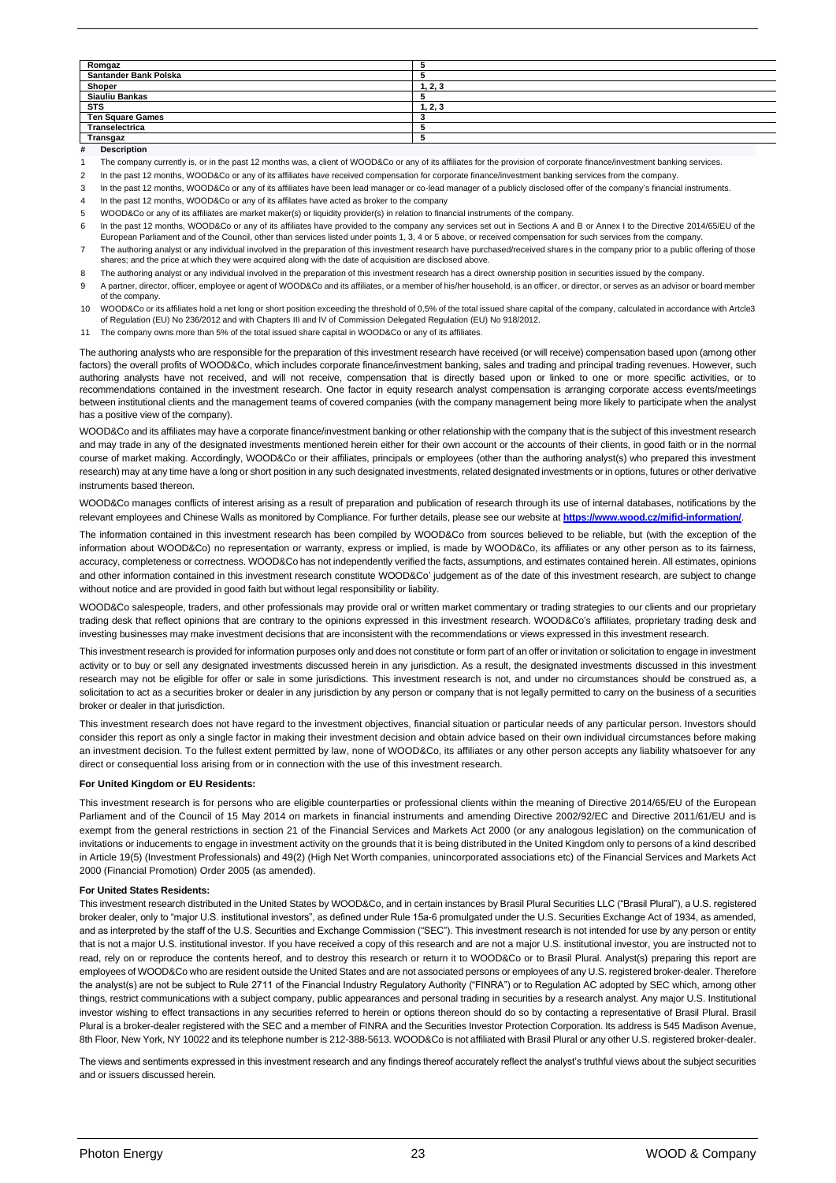| | |
|---|---|
| Romgaz | 5 |
| Santander Bank Polska | 5 |
| Shoper | 1, 2, 3 |
| Siauliu Bankas | 5 |
| STS | 1, 2, 3 |
| Ten Square Games | 3 |
| Transelectrica | 5 |
| Transgaz | 5 |

| # | Description |
|---|---|
| 1 | The company currently is, or in the past 12 months was, a client of WOOD&Co or any of its affiliates for the provision of corporate finance/investment banking services. |
| 2 | In the past 12 months, WOOD&Co or any of its affiliates have received compensation for corporate finance/investment banking services from the company. |
| 3 | In the past 12 months, WOOD&Co or any of its affiliates have been lead manager or co-lead manager of a publicly disclosed offer of the company's financial instruments. |
| 4 | In the past 12 months, WOOD&Co or any of its affiliates have acted as broker to the company |
| 5 | WOOD&Co or any of its affiliates are market maker(s) or liquidity provider(s) in relation to financial instruments of the company. |
| 6 | In the past 12 months, WOOD&Co or any of its affiliates have provided to the company any services set out in Sections A and B or Annex I to the Directive 2014/65/EU of the European Parliament and of the Council, other than services listed under points 1, 3, 4 or 5 above, or received compensation for such services from the company. |
| 7 | The authoring analyst or any individual involved in the preparation of this investment research have purchased/received shares in the company prior to a public offering of those shares; and the price at which they were acquired along with the date of acquisition are disclosed above. |
| 8 | The authoring analyst or any individual involved in the preparation of this investment research has a direct ownership position in securities issued by the company. |
| 9 | A partner, director, officer, employee or agent of WOOD&Co and its affiliates, or a member of his/her household, is an officer, or director, or serves as an advisor or board member of the company. |
| 10 | WOOD&Co or its affiliates hold a net long or short position exceeding the threshold of 0,5% of the total issued share capital of the company, calculated in accordance with Artcle3 of Regulation (EU) No 236/2012 and with Chapters III and IV of Commission Delegated Regulation (EU) No 918/2012. |
| 11 | The company owns more than 5% of the total issued share capital in WOOD&Co or any of its affiliates. |

The authoring analysts who are responsible for the preparation of this investment research have received (or will receive) compensation based upon (among other factors) the overall profits of WOOD&Co, which includes corporate finance/investment banking, sales and trading and principal trading revenues. However, such authoring analysts have not received, and will not receive, compensation that is directly based upon or linked to one or more specific activities, or to recommendations contained in the investment research. One factor in equity research analyst compensation is arranging corporate access events/meetings between institutional clients and the management teams of covered companies (with the company management being more likely to participate when the analyst has a positive view of the company).

WOOD&Co and its affiliates may have a corporate finance/investment banking or other relationship with the company that is the subject of this investment research and may trade in any of the designated investments mentioned herein either for their own account or the accounts of their clients, in good faith or in the normal course of market making. Accordingly, WOOD&Co or their affiliates, principals or employees (other than the authoring analyst(s) who prepared this investment research) may at any time have a long or short position in any such designated investments, related designated investments or in options, futures or other derivative instruments based thereon.

WOOD&Co manages conflicts of interest arising as a result of preparation and publication of research through its use of internal databases, notifications by the relevant employees and Chinese Walls as monitored by Compliance. For further details, please see our website at **https://www.wood.cz/mifid-information/**.

The information contained in this investment research has been compiled by WOOD&Co from sources believed to be reliable, but (with the exception of the information about WOOD&Co) no representation or warranty, express or implied, is made by WOOD&Co, its affiliates or any other person as to its fairness, accuracy, completeness or correctness. WOOD&Co has not independently verified the facts, assumptions, and estimates contained herein. All estimates, opinions and other information contained in this investment research constitute WOOD&Co' judgement as of the date of this investment research, are subject to change without notice and are provided in good faith but without legal responsibility or liability.

WOOD&Co salespeople, traders, and other professionals may provide oral or written market commentary or trading strategies to our clients and our proprietary trading desk that reflect opinions that are contrary to the opinions expressed in this investment research. WOOD&Co's affiliates, proprietary trading desk and investing businesses may make investment decisions that are inconsistent with the recommendations or views expressed in this investment research.

This investment research is provided for information purposes only and does not constitute or form part of an offer or invitation or solicitation to engage in investment activity or to buy or sell any designated investments discussed herein in any jurisdiction. As a result, the designated investments discussed in this investment research may not be eligible for offer or sale in some jurisdictions. This investment research is not, and under no circumstances should be construed as, a solicitation to act as a securities broker or dealer in any jurisdiction by any person or company that is not legally permitted to carry on the business of a securities broker or dealer in that jurisdiction.

This investment research does not have regard to the investment objectives, financial situation or particular needs of any particular person. Investors should consider this report as only a single factor in making their investment decision and obtain advice based on their own individual circumstances before making an investment decision. To the fullest extent permitted by law, none of WOOD&Co, its affiliates or any other person accepts any liability whatsoever for any direct or consequential loss arising from or in connection with the use of this investment research.

**For United Kingdom or EU Residents:**

This investment research is for persons who are eligible counterparties or professional clients within the meaning of Directive 2014/65/EU of the European Parliament and of the Council of 15 May 2014 on markets in financial instruments and amending Directive 2002/92/EC and Directive 2011/61/EU and is exempt from the general restrictions in section 21 of the Financial Services and Markets Act 2000 (or any analogous legislation) on the communication of invitations or inducements to engage in investment activity on the grounds that it is being distributed in the United Kingdom only to persons of a kind described in Article 19(5) (Investment Professionals) and 49(2) (High Net Worth companies, unincorporated associations etc) of the Financial Services and Markets Act 2000 (Financial Promotion) Order 2005 (as amended).

**For United States Residents:**

This investment research distributed in the United States by WOOD&Co, and in certain instances by Brasil Plural Securities LLC ("Brasil Plural"), a U.S. registered broker dealer, only to "major U.S. institutional investors", as defined under Rule 15a-6 promulgated under the U.S. Securities Exchange Act of 1934, as amended, and as interpreted by the staff of the U.S. Securities and Exchange Commission ("SEC"). This investment research is not intended for use by any person or entity that is not a major U.S. institutional investor. If you have received a copy of this research and are not a major U.S. institutional investor, you are instructed not to read, rely on or reproduce the contents hereof, and to destroy this research or return it to WOOD&Co or to Brasil Plural. Analyst(s) preparing this report are employees of WOOD&Co who are resident outside the United States and are not associated persons or employees of any U.S. registered broker-dealer. Therefore the analyst(s) are not be subject to Rule 2711 of the Financial Industry Regulatory Authority ("FINRA") or to Regulation AC adopted by SEC which, among other things, restrict communications with a subject company, public appearances and personal trading in securities by a research analyst. Any major U.S. Institutional investor wishing to effect transactions in any securities referred to herein or options thereon should do so by contacting a representative of Brasil Plural. Brasil Plural is a broker-dealer registered with the SEC and a member of FINRA and the Securities Investor Protection Corporation. Its address is 545 Madison Avenue, 8th Floor, New York, NY 10022 and its telephone number is 212-388-5613. WOOD&Co is not affiliated with Brasil Plural or any other U.S. registered broker-dealer.

The views and sentiments expressed in this investment research and any findings thereof accurately reflect the analyst's truthful views about the subject securities and or issuers discussed herein.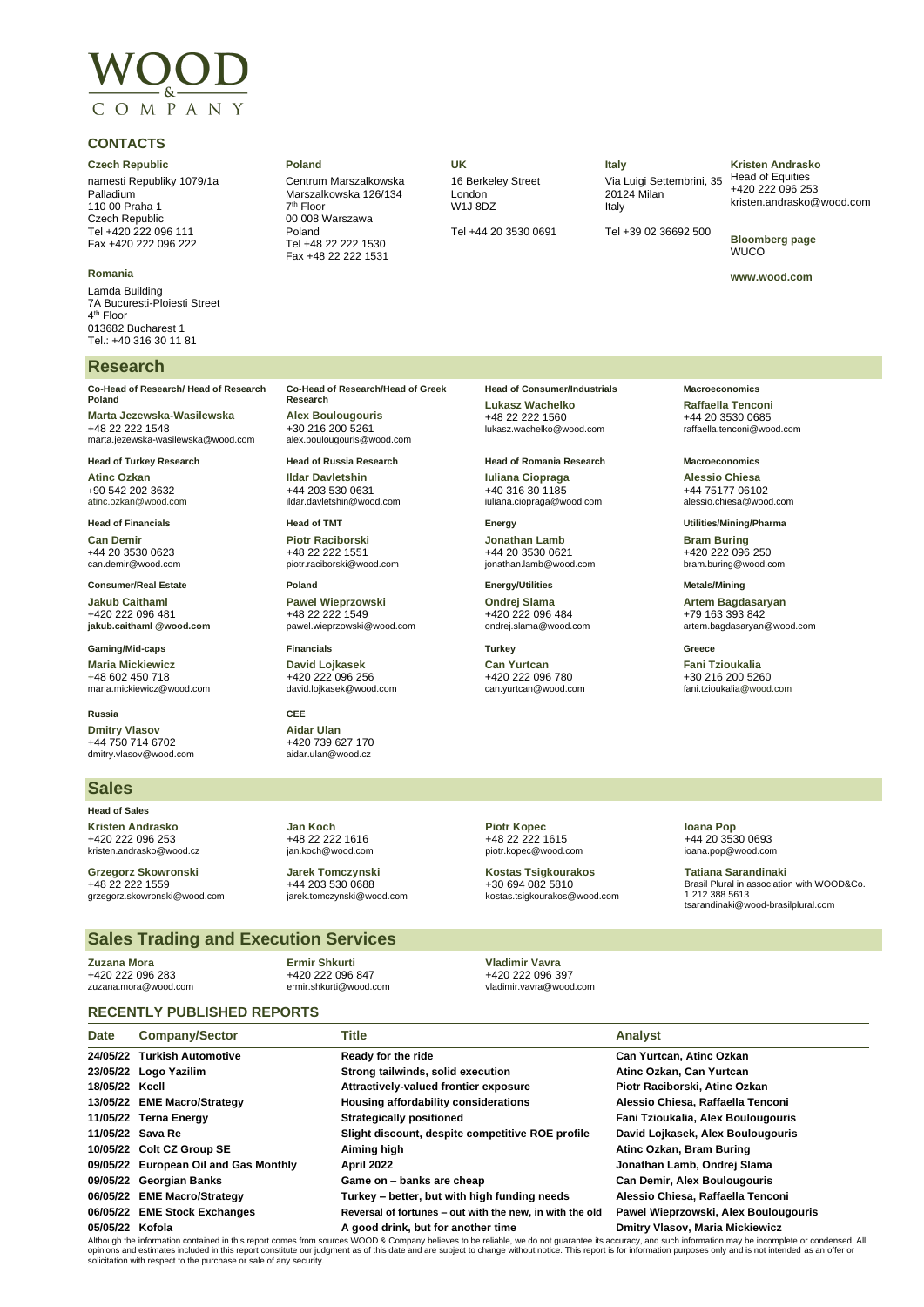WOOD & COMPANY

## CONTACTS

**Czech Republic**
namesti Republiky 1079/1a
Palladium
110 00 Praha 1
Czech Republic
Tel +420 222 096 111
Fax +420 222 096 222

**Poland**
Centrum Marszalkowska
Marszalkowska 126/134
7th Floor
00 008 Warszawa
Poland
Tel +48 22 222 1530
Fax +48 22 222 1531

**UK**
16 Berkeley Street
London
W1J 8DZ

Tel +44 20 3530 0691

**Italy**
Via Luigi Settembrini, 35
20124 Milan
Italy

Tel +39 02 36692 500

**Kristen Andrasko**
Head of Equities
+420 222 096 253
kristen.andrasko@wood.com

**Bloomberg page**
WUCO

**www.wood.com**

**Romania**
Lamda Building
7A Bucuresti-Ploiesti Street
4th Floor
013682 Bucharest 1
Tel.: +40 316 30 11 81

## Research

**Co-Head of Research/ Head of Research Poland**
**Marta Jezewska-Wasilewska**
+48 22 222 1548
marta.jezewska-wasilewska@wood.com

**Co-Head of Research/Head of Greek Research**
**Alex Boulougouris**
+30 216 200 5261
alex.boulougouris@wood.com

**Head of Consumer/Industrials**
**Lukasz Wachelko**
+48 22 222 1560
lukasz.wachelko@wood.com

**Macroeconomics**
**Raffaella Tenconi**
+44 20 3530 0685
raffaella.tenconi@wood.com

**Head of Turkey Research**
**Atinc Ozkan**
+90 542 202 3632
atinc.ozkan@wood.com

**Head of Russia Research**
**Ildar Davletshin**
+44 203 530 0631
ildar.davletshin@wood.com

**Head of Romania Research**
**Iuliana Ciopraga**
+40 316 30 1185
iuliana.ciopraga@wood.com

**Macroeconomics**
**Alessio Chiesa**
+44 75177 06102
alessio.chiesa@wood.com

**Head of Financials**
**Can Demir**
+44 20 3530 0623
can.demir@wood.com

**Head of TMT**
**Piotr Raciborski**
+48 22 222 1551
piotr.raciborski@wood.com

**Energy**
**Jonathan Lamb**
+44 20 3530 0621
jonathan.lamb@wood.com

**Utilities/Mining/Pharma**
**Bram Buring**
+420 222 096 250
bram.buring@wood.com

**Consumer/Real Estate**
**Jakub Caithaml**
+420 222 096 481
**jakub.caithaml @wood.com**

**Poland**
**Pawel Wieprzowski**
+48 22 222 1549
pawel.wieprzowski@wood.com

**Energy/Utilities**
**Ondrej Slama**
+420 222 096 484
ondrej.slama@wood.com

**Metals/Mining**
**Artem Bagdasaryan**
+79 163 393 842
artem.bagdasaryan@wood.com

**Gaming/Mid-caps**
**Maria Mickiewicz**
+48 602 450 718
maria.mickiewicz@wood.com

**Financials**
**David Lojkasek**
+420 222 096 256
david.lojkasek@wood.com

**Turkey**
**Can Yurtcan**
+420 222 096 780
can.yurtcan@wood.com

**Greece**
**Fani Tzioukalia**
+30 216 200 5260
fani.tzioukalia@wood.com

**Russia**
**Dmitry Vlasov**
+44 750 714 6702
dmitry.vlasov@wood.com

**CEE**
**Aidar Ulan**
+420 739 627 170
aidar.ulan@wood.cz

## Sales

**Head of Sales**
**Kristen Andrasko**
+420 222 096 253
kristen.andrasko@wood.cz

**Jan Koch**
+48 22 222 1616
jan.koch@wood.com

**Piotr Kopec**
+48 22 222 1615
piotr.kopec@wood.com

**Ioana Pop**
+44 20 3530 0693
ioana.pop@wood.com

**Grzegorz Skowronski**
+48 22 222 1559
grzegorz.skowronski@wood.com

**Jarek Tomczynski**
+44 203 530 0688
jarek.tomczynski@wood.com

**Kostas Tsigkourakos**
+30 694 082 5810
kostas.tsigkourakos@wood.com

**Tatiana Sarandinaki**
Brasil Plural in association with WOOD&Co.
1 212 388 5613
tsarandinaki@wood-brasilplural.com

## Sales Trading and Execution Services

**Zuzana Mora**
+420 222 096 283
zuzana.mora@wood.com

**Ermir Shkurti**
+420 222 096 847
ermir.shkurti@wood.com

**Vladimir Vavra**
+420 222 096 397
vladimir.vavra@wood.com

## RECENTLY PUBLISHED REPORTS

| Date | Company/Sector | Title | Analyst |
|---|---|---|---|
| 24/05/22 | Turkish Automotive | Ready for the ride | Can Yurtcan, Atinc Ozkan |
| 23/05/22 | Logo Yazilim | Strong tailwinds, solid execution | Atinc Ozkan, Can Yurtcan |
| 18/05/22 | Kcell | Attractively-valued frontier exposure | Piotr Raciborski, Atinc Ozkan |
| 13/05/22 | EME Macro/Strategy | Housing affordability considerations | Alessio Chiesa, Raffaella Tenconi |
| 11/05/22 | Terna Energy | Strategically positioned | Fani Tzioukalia, Alex Boulougouris |
| 11/05/22 | Sava Re | Slight discount, despite competitive ROE profile | David Lojkasek, Alex Boulougouris |
| 10/05/22 | Colt CZ Group SE | Aiming high | Atinc Ozkan, Bram Buring |
| 09/05/22 | European Oil and Gas Monthly | April 2022 | Jonathan Lamb, Ondrej Slama |
| 09/05/22 | Georgian Banks | Game on – banks are cheap | Can Demir, Alex Boulougouris |
| 06/05/22 | EME Macro/Strategy | Turkey – better, but with high funding needs | Alessio Chiesa, Raffaella Tenconi |
| 06/05/22 | EME Stock Exchanges | Reversal of fortunes – out with the new, in with the old | Pawel Wieprzowski, Alex Boulougouris |
| 05/05/22 | Kofola | A good drink, but for another time | Dmitry Vlasov, Maria Mickiewicz |

Although the information contained in this report comes from sources WOOD & Company believes to be reliable, we do not guarantee its accuracy, and such information may be incomplete or condensed. All opinions and estimates included in this report constitute our judgment as of this date and are subject to change without notice. This report is for information purposes only and is not intended as an offer or solicitation with respect to the purchase or sale of any security.